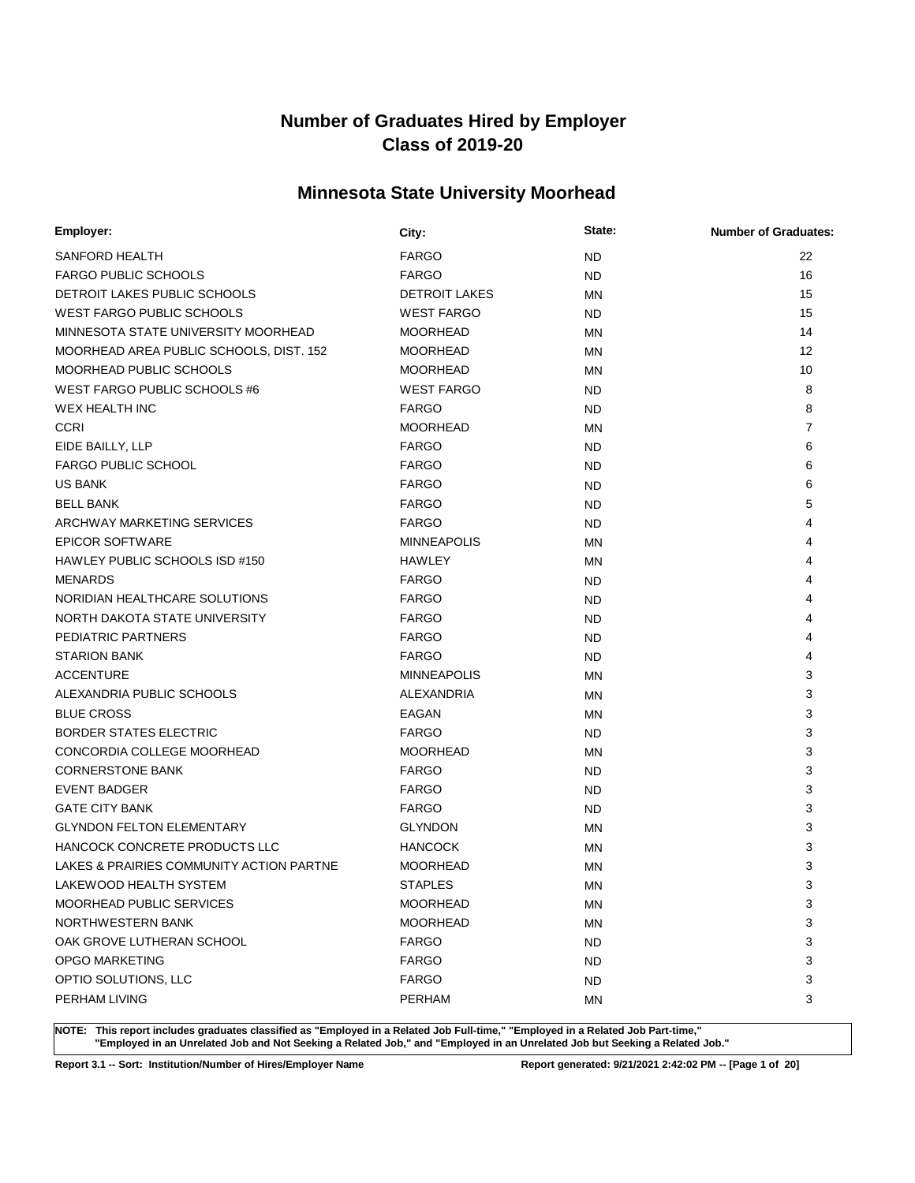# Number of Graduates Hired by Employer
# Class of 2019-20

## Minnesota State University Moorhead

| Employer: | City: | State: | Number of Graduates: |
|---|---|---|---|
| SANFORD HEALTH | FARGO | ND | 22 |
| FARGO PUBLIC SCHOOLS | FARGO | ND | 16 |
| DETROIT LAKES PUBLIC SCHOOLS | DETROIT LAKES | MN | 15 |
| WEST FARGO PUBLIC SCHOOLS | WEST FARGO | ND | 15 |
| MINNESOTA STATE UNIVERSITY MOORHEAD | MOORHEAD | MN | 14 |
| MOORHEAD AREA PUBLIC SCHOOLS, DIST. 152 | MOORHEAD | MN | 12 |
| MOORHEAD PUBLIC SCHOOLS | MOORHEAD | MN | 10 |
| WEST FARGO PUBLIC SCHOOLS #6 | WEST FARGO | ND | 8 |
| WEX HEALTH INC | FARGO | ND | 8 |
| CCRI | MOORHEAD | MN | 7 |
| EIDE BAILLY, LLP | FARGO | ND | 6 |
| FARGO PUBLIC SCHOOL | FARGO | ND | 6 |
| US BANK | FARGO | ND | 6 |
| BELL BANK | FARGO | ND | 5 |
| ARCHWAY MARKETING SERVICES | FARGO | ND | 4 |
| EPICOR SOFTWARE | MINNEAPOLIS | MN | 4 |
| HAWLEY PUBLIC SCHOOLS ISD #150 | HAWLEY | MN | 4 |
| MENARDS | FARGO | ND | 4 |
| NORIDIAN HEALTHCARE SOLUTIONS | FARGO | ND | 4 |
| NORTH DAKOTA STATE UNIVERSITY | FARGO | ND | 4 |
| PEDIATRIC PARTNERS | FARGO | ND | 4 |
| STARION BANK | FARGO | ND | 4 |
| ACCENTURE | MINNEAPOLIS | MN | 3 |
| ALEXANDRIA PUBLIC SCHOOLS | ALEXANDRIA | MN | 3 |
| BLUE CROSS | EAGAN | MN | 3 |
| BORDER STATES ELECTRIC | FARGO | ND | 3 |
| CONCORDIA COLLEGE MOORHEAD | MOORHEAD | MN | 3 |
| CORNERSTONE BANK | FARGO | ND | 3 |
| EVENT BADGER | FARGO | ND | 3 |
| GATE CITY BANK | FARGO | ND | 3 |
| GLYNDON FELTON ELEMENTARY | GLYNDON | MN | 3 |
| HANCOCK CONCRETE PRODUCTS LLC | HANCOCK | MN | 3 |
| LAKES & PRAIRIES COMMUNITY ACTION PARTNE | MOORHEAD | MN | 3 |
| LAKEWOOD HEALTH SYSTEM | STAPLES | MN | 3 |
| MOORHEAD PUBLIC SERVICES | MOORHEAD | MN | 3 |
| NORTHWESTERN BANK | MOORHEAD | MN | 3 |
| OAK GROVE LUTHERAN SCHOOL | FARGO | ND | 3 |
| OPGO MARKETING | FARGO | ND | 3 |
| OPTIO SOLUTIONS, LLC | FARGO | ND | 3 |
| PERHAM LIVING | PERHAM | MN | 3 |

**NOTE: This report includes graduates classified as "Employed in a Related Job Full-time," "Employed in a Related Job Part-time," "Employed in an Unrelated Job and Not Seeking a Related Job," and "Employed in an Unrelated Job but Seeking a Related Job."**

**Report 3.1 -- Sort: Institution/Number of Hires/Employer Name**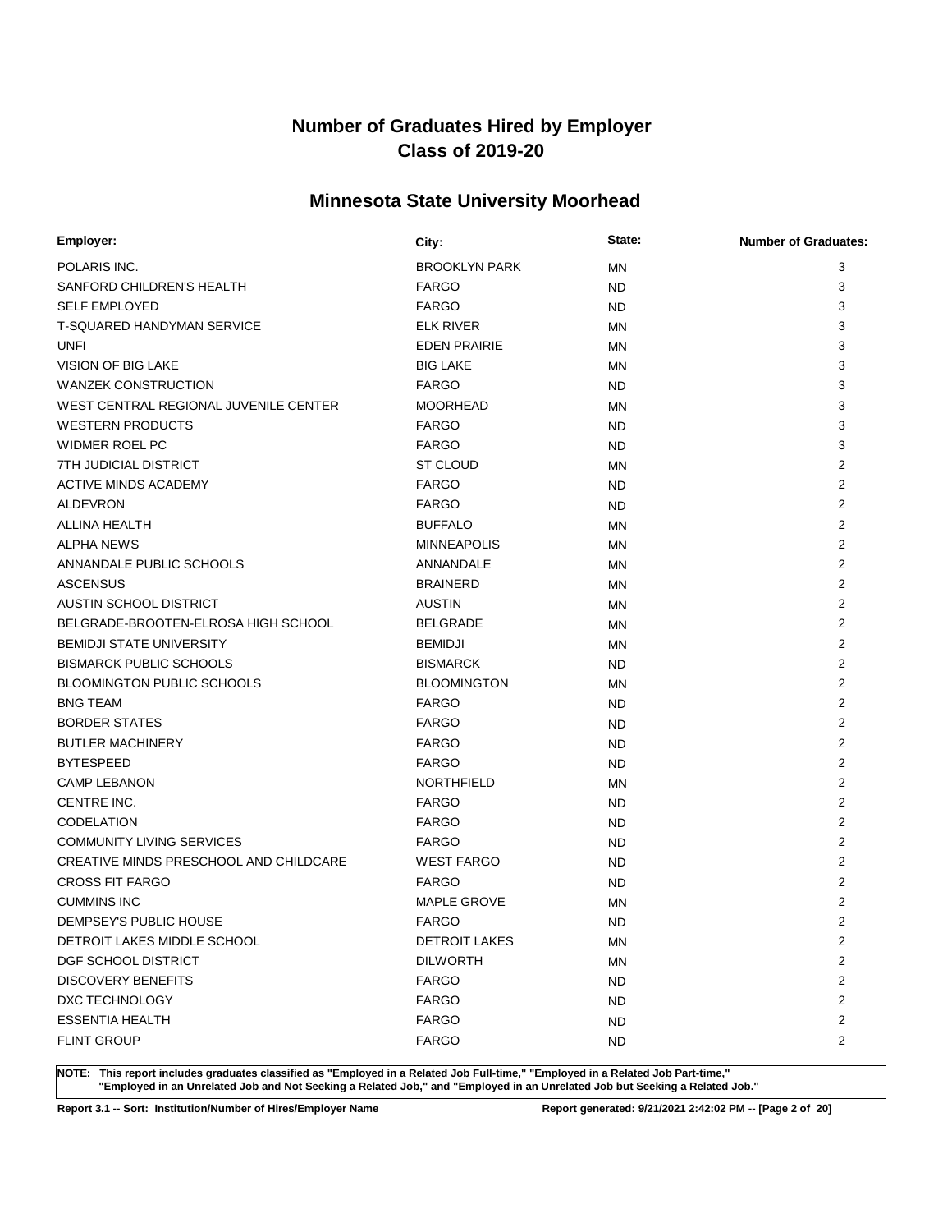# Number of Graduates Hired by Employer
# Class of 2019-20

## Minnesota State University Moorhead

| Employer: | City: | State: | Number of Graduates: |
|---|---|---|---|
| POLARIS INC. | BROOKLYN PARK | MN | 3 |
| SANFORD CHILDREN'S HEALTH | FARGO | ND | 3 |
| SELF EMPLOYED | FARGO | ND | 3 |
| T-SQUARED HANDYMAN SERVICE | ELK RIVER | MN | 3 |
| UNFI | EDEN PRAIRIE | MN | 3 |
| VISION OF BIG LAKE | BIG LAKE | MN | 3 |
| WANZEK CONSTRUCTION | FARGO | ND | 3 |
| WEST CENTRAL REGIONAL JUVENILE CENTER | MOORHEAD | MN | 3 |
| WESTERN PRODUCTS | FARGO | ND | 3 |
| WIDMER ROEL PC | FARGO | ND | 3 |
| 7TH JUDICIAL DISTRICT | ST CLOUD | MN | 2 |
| ACTIVE MINDS ACADEMY | FARGO | ND | 2 |
| ALDEVRON | FARGO | ND | 2 |
| ALLINA HEALTH | BUFFALO | MN | 2 |
| ALPHA NEWS | MINNEAPOLIS | MN | 2 |
| ANNANDALE PUBLIC SCHOOLS | ANNANDALE | MN | 2 |
| ASCENSUS | BRAINERD | MN | 2 |
| AUSTIN SCHOOL DISTRICT | AUSTIN | MN | 2 |
| BELGRADE-BROOTEN-ELROSA HIGH SCHOOL | BELGRADE | MN | 2 |
| BEMIDJI STATE UNIVERSITY | BEMIDJI | MN | 2 |
| BISMARCK PUBLIC SCHOOLS | BISMARCK | ND | 2 |
| BLOOMINGTON PUBLIC SCHOOLS | BLOOMINGTON | MN | 2 |
| BNG TEAM | FARGO | ND | 2 |
| BORDER STATES | FARGO | ND | 2 |
| BUTLER MACHINERY | FARGO | ND | 2 |
| BYTESPEED | FARGO | ND | 2 |
| CAMP LEBANON | NORTHFIELD | MN | 2 |
| CENTRE INC. | FARGO | ND | 2 |
| CODELATION | FARGO | ND | 2 |
| COMMUNITY LIVING SERVICES | FARGO | ND | 2 |
| CREATIVE MINDS PRESCHOOL AND CHILDCARE | WEST FARGO | ND | 2 |
| CROSS FIT FARGO | FARGO | ND | 2 |
| CUMMINS INC | MAPLE GROVE | MN | 2 |
| DEMPSEY'S PUBLIC HOUSE | FARGO | ND | 2 |
| DETROIT LAKES MIDDLE SCHOOL | DETROIT LAKES | MN | 2 |
| DGF SCHOOL DISTRICT | DILWORTH | MN | 2 |
| DISCOVERY BENEFITS | FARGO | ND | 2 |
| DXC TECHNOLOGY | FARGO | ND | 2 |
| ESSENTIA HEALTH | FARGO | ND | 2 |
| FLINT GROUP | FARGO | ND | 2 |

**NOTE: This report includes graduates classified as "Employed in a Related Job Full-time," "Employed in a Related Job Part-time," "Employed in an Unrelated Job and Not Seeking a Related Job," and "Employed in an Unrelated Job but Seeking a Related Job."**

**Report 3.1 -- Sort: Institution/Number of Hires/Employer Name** **Report generated: 9/21/2021 2:42:02 PM**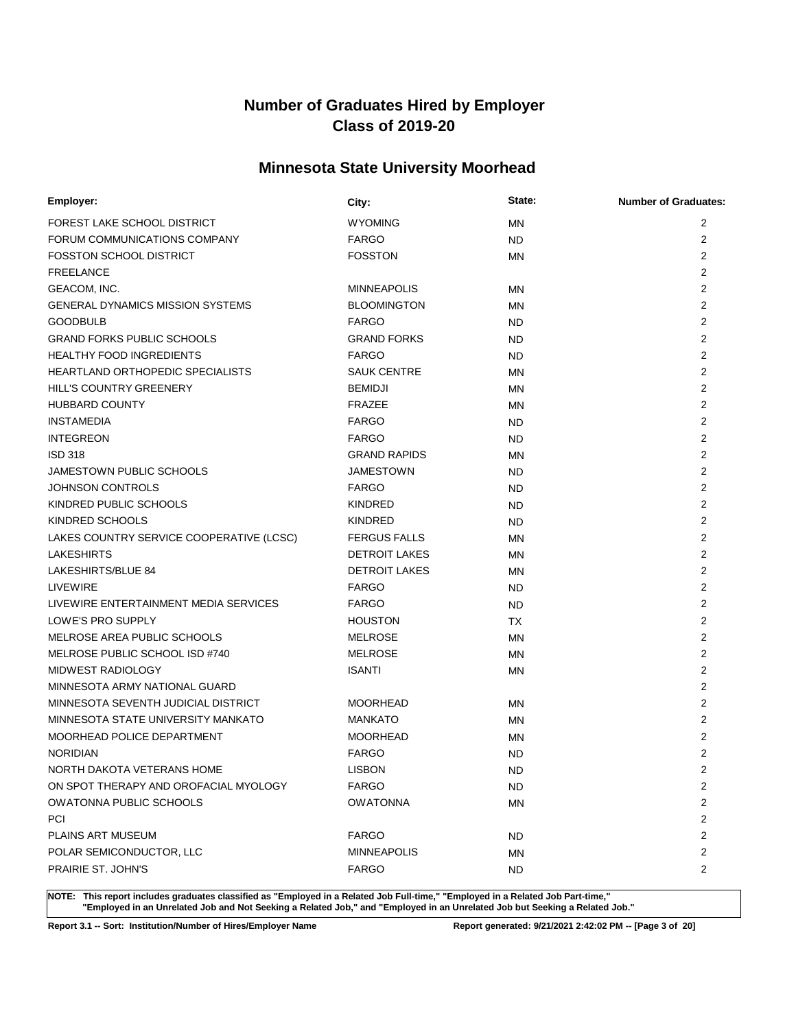# Number of Graduates Hired by Employer
# Class of 2019-20

## Minnesota State University Moorhead

| Employer: | City: | State: | Number of Graduates: |
|---|---|---|---|
| FOREST LAKE SCHOOL DISTRICT | WYOMING | MN | 2 |
| FORUM COMMUNICATIONS COMPANY | FARGO | ND | 2 |
| FOSSTON SCHOOL DISTRICT | FOSSTON | MN | 2 |
| FREELANCE | | | 2 |
| GEACOM, INC. | MINNEAPOLIS | MN | 2 |
| GENERAL DYNAMICS MISSION SYSTEMS | BLOOMINGTON | MN | 2 |
| GOODBULB | FARGO | ND | 2 |
| GRAND FORKS PUBLIC SCHOOLS | GRAND FORKS | ND | 2 |
| HEALTHY FOOD INGREDIENTS | FARGO | ND | 2 |
| HEARTLAND ORTHOPEDIC SPECIALISTS | SAUK CENTRE | MN | 2 |
| HILL'S COUNTRY GREENERY | BEMIDJI | MN | 2 |
| HUBBARD COUNTY | FRAZEE | MN | 2 |
| INSTAMEDIA | FARGO | ND | 2 |
| INTEGREON | FARGO | ND | 2 |
| ISD 318 | GRAND RAPIDS | MN | 2 |
| JAMESTOWN PUBLIC SCHOOLS | JAMESTOWN | ND | 2 |
| JOHNSON CONTROLS | FARGO | ND | 2 |
| KINDRED PUBLIC SCHOOLS | KINDRED | ND | 2 |
| KINDRED SCHOOLS | KINDRED | ND | 2 |
| LAKES COUNTRY SERVICE COOPERATIVE (LCSC) | FERGUS FALLS | MN | 2 |
| LAKESHIRTS | DETROIT LAKES | MN | 2 |
| LAKESHIRTS/BLUE 84 | DETROIT LAKES | MN | 2 |
| LIVEWIRE | FARGO | ND | 2 |
| LIVEWIRE ENTERTAINMENT MEDIA SERVICES | FARGO | ND | 2 |
| LOWE'S PRO SUPPLY | HOUSTON | TX | 2 |
| MELROSE AREA PUBLIC SCHOOLS | MELROSE | MN | 2 |
| MELROSE PUBLIC SCHOOL ISD #740 | MELROSE | MN | 2 |
| MIDWEST RADIOLOGY | ISANTI | MN | 2 |
| MINNESOTA ARMY NATIONAL GUARD | | | 2 |
| MINNESOTA SEVENTH JUDICIAL DISTRICT | MOORHEAD | MN | 2 |
| MINNESOTA STATE UNIVERSITY MANKATO | MANKATO | MN | 2 |
| MOORHEAD POLICE DEPARTMENT | MOORHEAD | MN | 2 |
| NORIDIAN | FARGO | ND | 2 |
| NORTH DAKOTA VETERANS HOME | LISBON | ND | 2 |
| ON SPOT THERAPY AND OROFACIAL MYOLOGY | FARGO | ND | 2 |
| OWATONNA PUBLIC SCHOOLS | OWATONNA | MN | 2 |
| PCI | | | 2 |
| PLAINS ART MUSEUM | FARGO | ND | 2 |
| POLAR SEMICONDUCTOR, LLC | MINNEAPOLIS | MN | 2 |
| PRAIRIE ST. JOHN'S | FARGO | ND | 2 |

**NOTE: This report includes graduates classified as "Employed in a Related Job Full-time," "Employed in a Related Job Part-time," "Employed in an Unrelated Job and Not Seeking a Related Job," and "Employed in an Unrelated Job but Seeking a Related Job."**

**Report 3.1 -- Sort: Institution/Number of Hires/Employer Name** **Report generated: 9/21/2021 2:42:02 PM**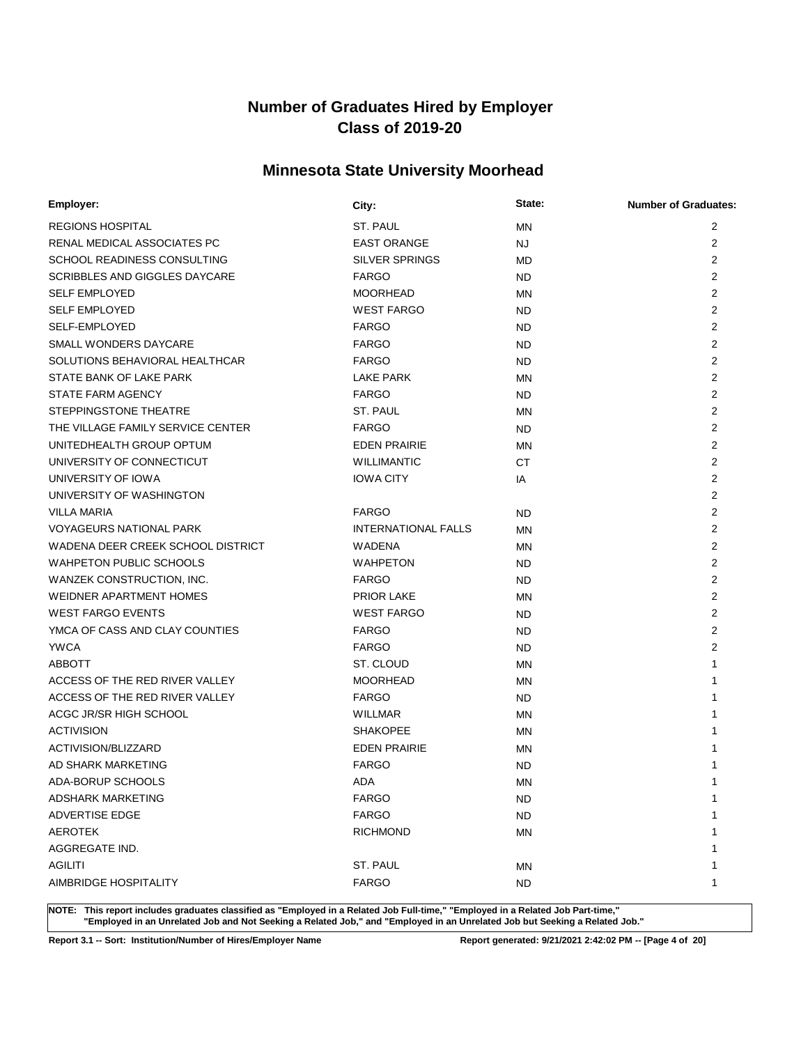# Number of Graduates Hired by Employer
# Class of 2019-20

## Minnesota State University Moorhead

| Employer: | City: | State: | Number of Graduates: |
|---|---|---|---|
| REGIONS HOSPITAL | ST. PAUL | MN | 2 |
| RENAL MEDICAL ASSOCIATES PC | EAST ORANGE | NJ | 2 |
| SCHOOL READINESS CONSULTING | SILVER SPRINGS | MD | 2 |
| SCRIBBLES AND GIGGLES DAYCARE | FARGO | ND | 2 |
| SELF EMPLOYED | MOORHEAD | MN | 2 |
| SELF EMPLOYED | WEST FARGO | ND | 2 |
| SELF-EMPLOYED | FARGO | ND | 2 |
| SMALL WONDERS DAYCARE | FARGO | ND | 2 |
| SOLUTIONS BEHAVIORAL HEALTHCAR | FARGO | ND | 2 |
| STATE BANK OF LAKE PARK | LAKE PARK | MN | 2 |
| STATE FARM AGENCY | FARGO | ND | 2 |
| STEPPINGSTONE THEATRE | ST. PAUL | MN | 2 |
| THE VILLAGE FAMILY SERVICE CENTER | FARGO | ND | 2 |
| UNITEDHEALTH GROUP OPTUM | EDEN PRAIRIE | MN | 2 |
| UNIVERSITY OF CONNECTICUT | WILLIMANTIC | CT | 2 |
| UNIVERSITY OF IOWA | IOWA CITY | IA | 2 |
| UNIVERSITY OF WASHINGTON | | | 2 |
| VILLA MARIA | FARGO | ND | 2 |
| VOYAGEURS NATIONAL PARK | INTERNATIONAL FALLS | MN | 2 |
| WADENA DEER CREEK SCHOOL DISTRICT | WADENA | MN | 2 |
| WAHPETON PUBLIC SCHOOLS | WAHPETON | ND | 2 |
| WANZEK CONSTRUCTION, INC. | FARGO | ND | 2 |
| WEIDNER APARTMENT HOMES | PRIOR LAKE | MN | 2 |
| WEST FARGO EVENTS | WEST FARGO | ND | 2 |
| YMCA OF CASS AND CLAY COUNTIES | FARGO | ND | 2 |
| YWCA | FARGO | ND | 2 |
| ABBOTT | ST. CLOUD | MN | 1 |
| ACCESS OF THE RED RIVER VALLEY | MOORHEAD | MN | 1 |
| ACCESS OF THE RED RIVER VALLEY | FARGO | ND | 1 |
| ACGC JR/SR HIGH SCHOOL | WILLMAR | MN | 1 |
| ACTIVISION | SHAKOPEE | MN | 1 |
| ACTIVISION/BLIZZARD | EDEN PRAIRIE | MN | 1 |
| AD SHARK MARKETING | FARGO | ND | 1 |
| ADA-BORUP SCHOOLS | ADA | MN | 1 |
| ADSHARK MARKETING | FARGO | ND | 1 |
| ADVERTISE EDGE | FARGO | ND | 1 |
| AEROTEK | RICHMOND | MN | 1 |
| AGGREGATE IND. | | | 1 |
| AGILITI | ST. PAUL | MN | 1 |
| AIMBRIDGE HOSPITALITY | FARGO | ND | 1 |

**NOTE: This report includes graduates classified as "Employed in a Related Job Full-time," "Employed in a Related Job Part-time," "Employed in an Unrelated Job and Not Seeking a Related Job," and "Employed in an Unrelated Job but Seeking a Related Job."**

**Report 3.1 -- Sort: Institution/Number of Hires/Employer Name** **Report generated: 9/21/2021 2:42:02 PM**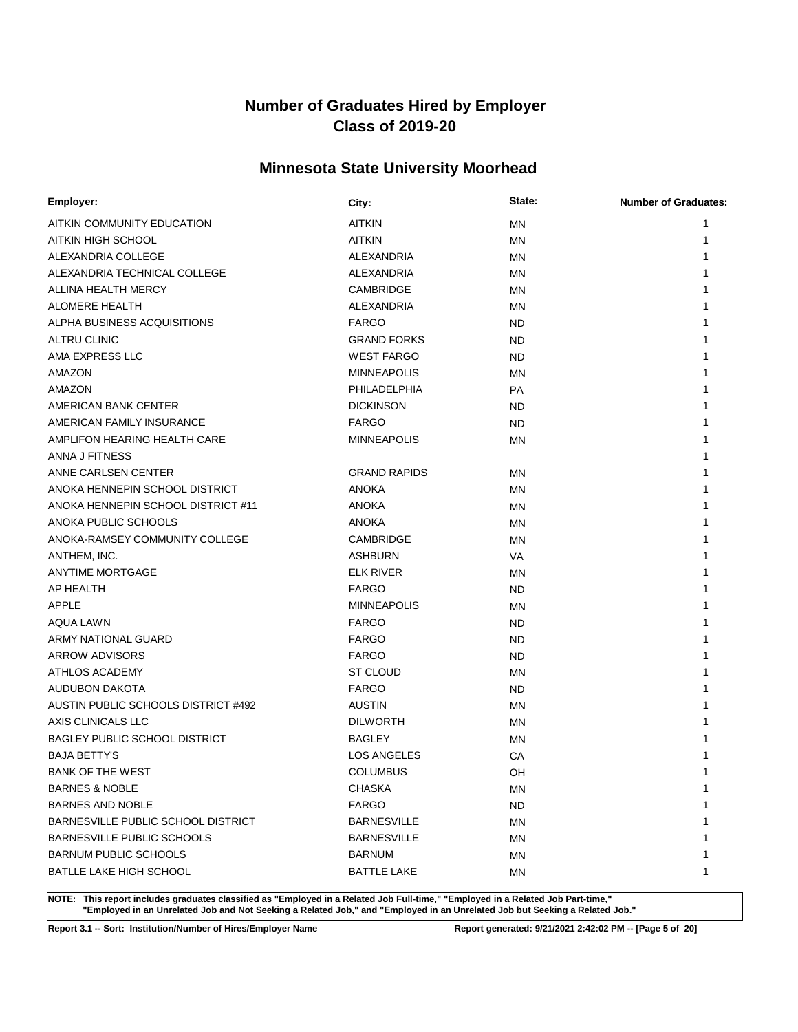# Number of Graduates Hired by Employer
# Class of 2019-20

## Minnesota State University Moorhead

| Employer: | City: | State: | Number of Graduates: |
|---|---|---|---|
| AITKIN COMMUNITY EDUCATION | AITKIN | MN | 1 |
| AITKIN HIGH SCHOOL | AITKIN | MN | 1 |
| ALEXANDRIA COLLEGE | ALEXANDRIA | MN | 1 |
| ALEXANDRIA TECHNICAL COLLEGE | ALEXANDRIA | MN | 1 |
| ALLINA HEALTH MERCY | CAMBRIDGE | MN | 1 |
| ALOMERE HEALTH | ALEXANDRIA | MN | 1 |
| ALPHA BUSINESS ACQUISITIONS | FARGO | ND | 1 |
| ALTRU CLINIC | GRAND FORKS | ND | 1 |
| AMA EXPRESS LLC | WEST FARGO | ND | 1 |
| AMAZON | MINNEAPOLIS | MN | 1 |
| AMAZON | PHILADELPHIA | PA | 1 |
| AMERICAN BANK CENTER | DICKINSON | ND | 1 |
| AMERICAN FAMILY INSURANCE | FARGO | ND | 1 |
| AMPLIFON HEARING HEALTH CARE | MINNEAPOLIS | MN | 1 |
| ANNA J FITNESS | | | 1 |
| ANNE CARLSEN CENTER | GRAND RAPIDS | MN | 1 |
| ANOKA HENNEPIN SCHOOL DISTRICT | ANOKA | MN | 1 |
| ANOKA HENNEPIN SCHOOL DISTRICT #11 | ANOKA | MN | 1 |
| ANOKA PUBLIC SCHOOLS | ANOKA | MN | 1 |
| ANOKA-RAMSEY COMMUNITY COLLEGE | CAMBRIDGE | MN | 1 |
| ANTHEM, INC. | ASHBURN | VA | 1 |
| ANYTIME MORTGAGE | ELK RIVER | MN | 1 |
| AP HEALTH | FARGO | ND | 1 |
| APPLE | MINNEAPOLIS | MN | 1 |
| AQUA LAWN | FARGO | ND | 1 |
| ARMY NATIONAL GUARD | FARGO | ND | 1 |
| ARROW ADVISORS | FARGO | ND | 1 |
| ATHLOS ACADEMY | ST CLOUD | MN | 1 |
| AUDUBON DAKOTA | FARGO | ND | 1 |
| AUSTIN PUBLIC SCHOOLS DISTRICT #492 | AUSTIN | MN | 1 |
| AXIS CLINICALS LLC | DILWORTH | MN | 1 |
| BAGLEY PUBLIC SCHOOL DISTRICT | BAGLEY | MN | 1 |
| BAJA BETTY'S | LOS ANGELES | CA | 1 |
| BANK OF THE WEST | COLUMBUS | OH | 1 |
| BARNES & NOBLE | CHASKA | MN | 1 |
| BARNES AND NOBLE | FARGO | ND | 1 |
| BARNESVILLE PUBLIC SCHOOL DISTRICT | BARNESVILLE | MN | 1 |
| BARNESVILLE PUBLIC SCHOOLS | BARNESVILLE | MN | 1 |
| BARNUM PUBLIC SCHOOLS | BARNUM | MN | 1 |
| BATLLE LAKE HIGH SCHOOL | BATTLE LAKE | MN | 1 |

**NOTE: This report includes graduates classified as "Employed in a Related Job Full-time," "Employed in a Related Job Part-time," "Employed in an Unrelated Job and Not Seeking a Related Job," and "Employed in an Unrelated Job but Seeking a Related Job."**

**Report 3.1 -- Sort: Institution/Number of Hires/Employer Name** | **Report generated: 9/21/2021 2:42:02 PM**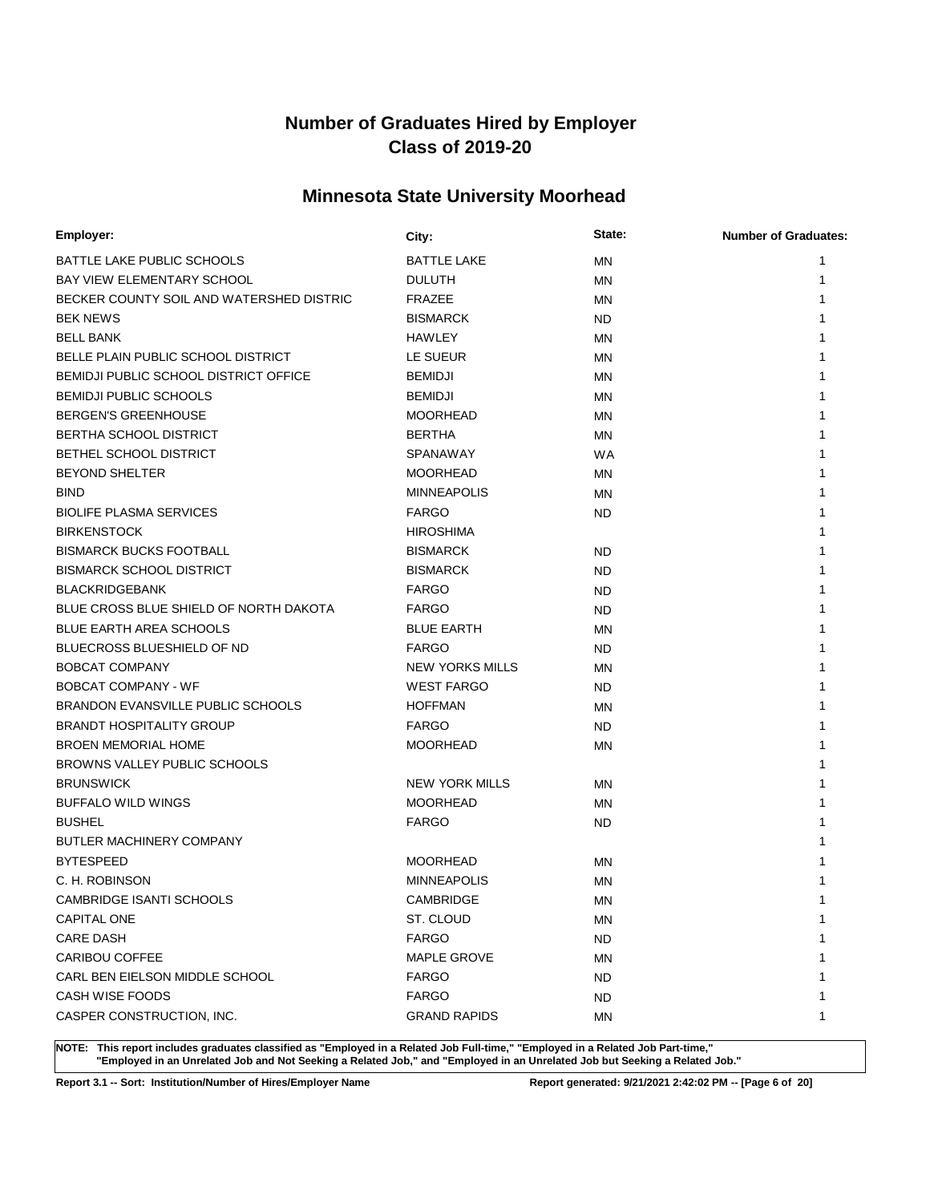# Number of Graduates Hired by Employer
# Class of 2019-20

## Minnesota State University Moorhead

| Employer: | City: | State: | Number of Graduates: |
|---|---|---|---|
| BATTLE LAKE PUBLIC SCHOOLS | BATTLE LAKE | MN | 1 |
| BAY VIEW ELEMENTARY SCHOOL | DULUTH | MN | 1 |
| BECKER COUNTY SOIL AND WATERSHED DISTRIC | FRAZEE | MN | 1 |
| BEK NEWS | BISMARCK | ND | 1 |
| BELL BANK | HAWLEY | MN | 1 |
| BELLE PLAIN PUBLIC SCHOOL DISTRICT | LE SUEUR | MN | 1 |
| BEMIDJI PUBLIC SCHOOL DISTRICT OFFICE | BEMIDJI | MN | 1 |
| BEMIDJI PUBLIC SCHOOLS | BEMIDJI | MN | 1 |
| BERGEN'S GREENHOUSE | MOORHEAD | MN | 1 |
| BERTHA SCHOOL DISTRICT | BERTHA | MN | 1 |
| BETHEL SCHOOL DISTRICT | SPANAWAY | WA | 1 |
| BEYOND SHELTER | MOORHEAD | MN | 1 |
| BIND | MINNEAPOLIS | MN | 1 |
| BIOLIFE PLASMA SERVICES | FARGO | ND | 1 |
| BIRKENSTOCK | HIROSHIMA | | 1 |
| BISMARCK BUCKS FOOTBALL | BISMARCK | ND | 1 |
| BISMARCK SCHOOL DISTRICT | BISMARCK | ND | 1 |
| BLACKRIDGEBANK | FARGO | ND | 1 |
| BLUE CROSS BLUE SHIELD OF NORTH DAKOTA | FARGO | ND | 1 |
| BLUE EARTH AREA SCHOOLS | BLUE EARTH | MN | 1 |
| BLUECROSS BLUESHIELD OF ND | FARGO | ND | 1 |
| BOBCAT COMPANY | NEW YORKS MILLS | MN | 1 |
| BOBCAT COMPANY - WF | WEST FARGO | ND | 1 |
| BRANDON EVANSVILLE PUBLIC SCHOOLS | HOFFMAN | MN | 1 |
| BRANDT HOSPITALITY GROUP | FARGO | ND | 1 |
| BROEN MEMORIAL HOME | MOORHEAD | MN | 1 |
| BROWNS VALLEY PUBLIC SCHOOLS | | | 1 |
| BRUNSWICK | NEW YORK MILLS | MN | 1 |
| BUFFALO WILD WINGS | MOORHEAD | MN | 1 |
| BUSHEL | FARGO | ND | 1 |
| BUTLER MACHINERY COMPANY | | | 1 |
| BYTESPEED | MOORHEAD | MN | 1 |
| C. H. ROBINSON | MINNEAPOLIS | MN | 1 |
| CAMBRIDGE ISANTI SCHOOLS | CAMBRIDGE | MN | 1 |
| CAPITAL ONE | ST. CLOUD | MN | 1 |
| CARE DASH | FARGO | ND | 1 |
| CARIBOU COFFEE | MAPLE GROVE | MN | 1 |
| CARL BEN EIELSON MIDDLE SCHOOL | FARGO | ND | 1 |
| CASH WISE FOODS | FARGO | ND | 1 |
| CASPER CONSTRUCTION, INC. | GRAND RAPIDS | MN | 1 |

**NOTE: This report includes graduates classified as "Employed in a Related Job Full-time," "Employed in a Related Job Part-time," "Employed in an Unrelated Job and Not Seeking a Related Job," and "Employed in an Unrelated Job but Seeking a Related Job."**

**Report 3.1 -- Sort: Institution/Number of Hires/Employer Name**

**Report generated: 9/21/2021 2:42:02 PM**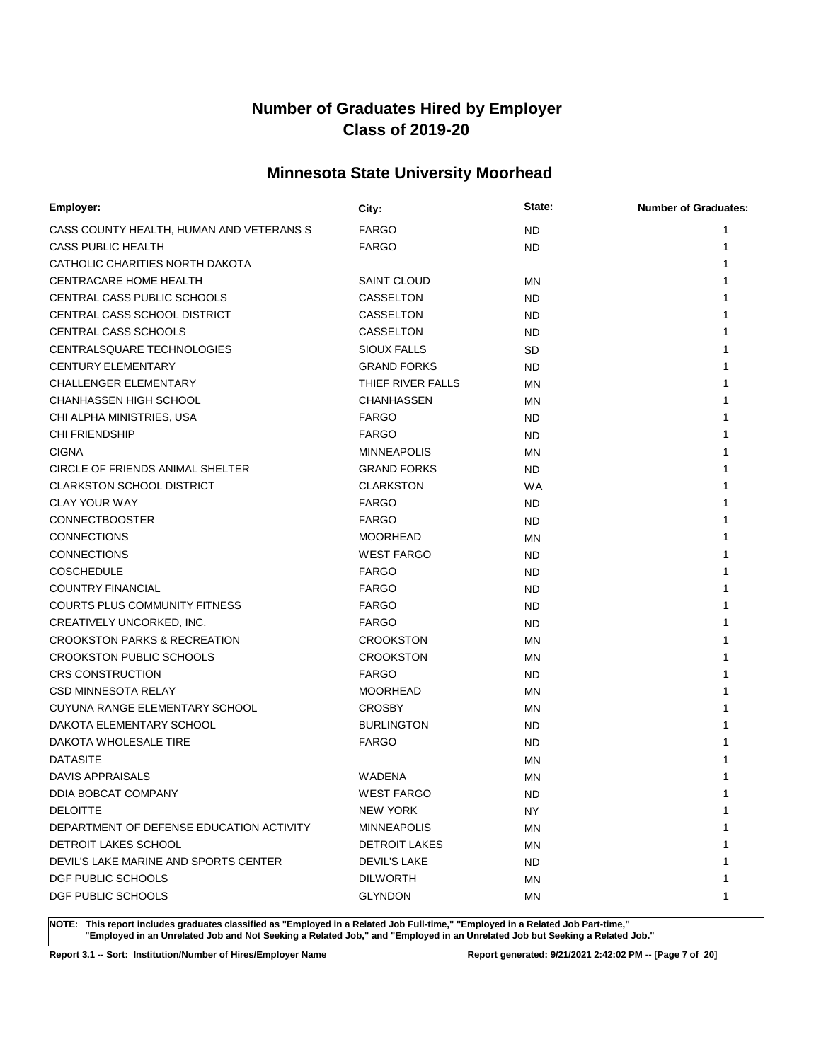# Number of Graduates Hired by Employer
## Class of 2019-20

## Minnesota State University Moorhead

| Employer: | City: | State: | Number of Graduates: |
|---|---|---|---|
| CASS COUNTY HEALTH, HUMAN AND VETERANS S | FARGO | ND | 1 |
| CASS PUBLIC HEALTH | FARGO | ND | 1 |
| CATHOLIC CHARITIES NORTH DAKOTA | | | 1 |
| CENTRACARE HOME HEALTH | SAINT CLOUD | MN | 1 |
| CENTRAL CASS PUBLIC SCHOOLS | CASSELTON | ND | 1 |
| CENTRAL CASS SCHOOL DISTRICT | CASSELTON | ND | 1 |
| CENTRAL CASS SCHOOLS | CASSELTON | ND | 1 |
| CENTRALSQUARE TECHNOLOGIES | SIOUX FALLS | SD | 1 |
| CENTURY ELEMENTARY | GRAND FORKS | ND | 1 |
| CHALLENGER ELEMENTARY | THIEF RIVER FALLS | MN | 1 |
| CHANHASSEN HIGH SCHOOL | CHANHASSEN | MN | 1 |
| CHI ALPHA MINISTRIES, USA | FARGO | ND | 1 |
| CHI FRIENDSHIP | FARGO | ND | 1 |
| CIGNA | MINNEAPOLIS | MN | 1 |
| CIRCLE OF FRIENDS ANIMAL SHELTER | GRAND FORKS | ND | 1 |
| CLARKSTON SCHOOL DISTRICT | CLARKSTON | WA | 1 |
| CLAY YOUR WAY | FARGO | ND | 1 |
| CONNECTBOOSTER | FARGO | ND | 1 |
| CONNECTIONS | MOORHEAD | MN | 1 |
| CONNECTIONS | WEST FARGO | ND | 1 |
| COSCHEDULE | FARGO | ND | 1 |
| COUNTRY FINANCIAL | FARGO | ND | 1 |
| COURTS PLUS COMMUNITY FITNESS | FARGO | ND | 1 |
| CREATIVELY UNCORKED, INC. | FARGO | ND | 1 |
| CROOKSTON PARKS & RECREATION | CROOKSTON | MN | 1 |
| CROOKSTON PUBLIC SCHOOLS | CROOKSTON | MN | 1 |
| CRS CONSTRUCTION | FARGO | ND | 1 |
| CSD MINNESOTA RELAY | MOORHEAD | MN | 1 |
| CUYUNA RANGE ELEMENTARY SCHOOL | CROSBY | MN | 1 |
| DAKOTA ELEMENTARY SCHOOL | BURLINGTON | ND | 1 |
| DAKOTA WHOLESALE TIRE | FARGO | ND | 1 |
| DATASITE | | MN | 1 |
| DAVIS APPRAISALS | WADENA | MN | 1 |
| DDIA BOBCAT COMPANY | WEST FARGO | ND | 1 |
| DELOITTE | NEW YORK | NY | 1 |
| DEPARTMENT OF DEFENSE EDUCATION ACTIVITY | MINNEAPOLIS | MN | 1 |
| DETROIT LAKES SCHOOL | DETROIT LAKES | MN | 1 |
| DEVIL'S LAKE MARINE AND SPORTS CENTER | DEVIL'S LAKE | ND | 1 |
| DGF PUBLIC SCHOOLS | DILWORTH | MN | 1 |
| DGF PUBLIC SCHOOLS | GLYNDON | MN | 1 |

**NOTE: This report includes graduates classified as "Employed in a Related Job Full-time," "Employed in a Related Job Part-time," "Employed in an Unrelated Job and Not Seeking a Related Job," and "Employed in an Unrelated Job but Seeking a Related Job."**

**Report 3.1 -- Sort: Institution/Number of Hires/Employer Name**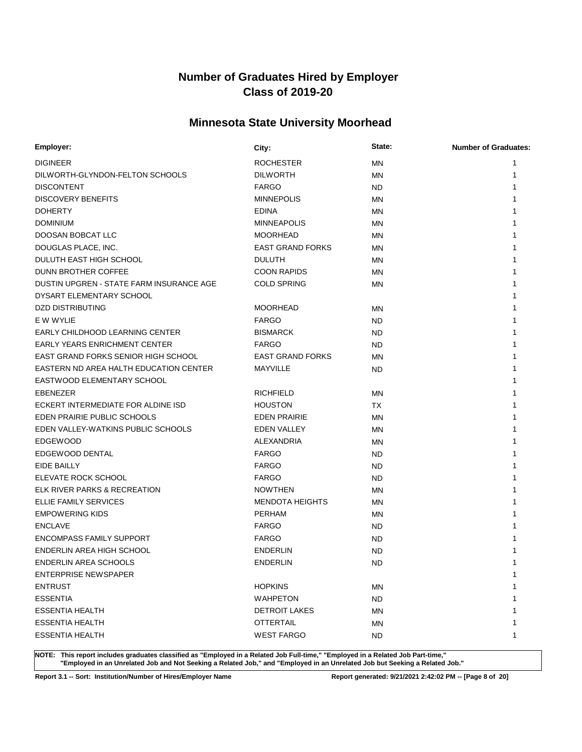# Number of Graduates Hired by Employer
## Class of 2019-20

## Minnesota State University Moorhead

| Employer: | City: | State: | Number of Graduates: |
|---|---|---|---|
| DIGINEER | ROCHESTER | MN | 1 |
| DILWORTH-GLYNDON-FELTON SCHOOLS | DILWORTH | MN | 1 |
| DISCONTENT | FARGO | ND | 1 |
| DISCOVERY BENEFITS | MINNEPOLIS | MN | 1 |
| DOHERTY | EDINA | MN | 1 |
| DOMINIUM | MINNEAPOLIS | MN | 1 |
| DOOSAN BOBCAT LLC | MOORHEAD | MN | 1 |
| DOUGLAS PLACE, INC. | EAST GRAND FORKS | MN | 1 |
| DULUTH EAST HIGH SCHOOL | DULUTH | MN | 1 |
| DUNN BROTHER COFFEE | COON RAPIDS | MN | 1 |
| DUSTIN UPGREN - STATE FARM INSURANCE AGE | COLD SPRING | MN | 1 |
| DYSART ELEMENTARY SCHOOL | | | 1 |
| DZD DISTRIBUTING | MOORHEAD | MN | 1 |
| E W WYLIE | FARGO | ND | 1 |
| EARLY CHILDHOOD LEARNING CENTER | BISMARCK | ND | 1 |
| EARLY YEARS ENRICHMENT CENTER | FARGO | ND | 1 |
| EAST GRAND FORKS SENIOR HIGH SCHOOL | EAST GRAND FORKS | MN | 1 |
| EASTERN ND AREA HALTH EDUCATION CENTER | MAYVILLE | ND | 1 |
| EASTWOOD ELEMENTARY SCHOOL | | | 1 |
| EBENEZER | RICHFIELD | MN | 1 |
| ECKERT INTERMEDIATE FOR ALDINE ISD | HOUSTON | TX | 1 |
| EDEN PRAIRIE PUBLIC SCHOOLS | EDEN PRAIRIE | MN | 1 |
| EDEN VALLEY-WATKINS PUBLIC SCHOOLS | EDEN VALLEY | MN | 1 |
| EDGEWOOD | ALEXANDRIA | MN | 1 |
| EDGEWOOD DENTAL | FARGO | ND | 1 |
| EIDE BAILLY | FARGO | ND | 1 |
| ELEVATE ROCK SCHOOL | FARGO | ND | 1 |
| ELK RIVER PARKS & RECREATION | NOWTHEN | MN | 1 |
| ELLIE FAMILY SERVICES | MENDOTA HEIGHTS | MN | 1 |
| EMPOWERING KIDS | PERHAM | MN | 1 |
| ENCLAVE | FARGO | ND | 1 |
| ENCOMPASS FAMILY SUPPORT | FARGO | ND | 1 |
| ENDERLIN AREA HIGH SCHOOL | ENDERLIN | ND | 1 |
| ENDERLIN AREA SCHOOLS | ENDERLIN | ND | 1 |
| ENTERPRISE NEWSPAPER | | | 1 |
| ENTRUST | HOPKINS | MN | 1 |
| ESSENTIA | WAHPETON | ND | 1 |
| ESSENTIA HEALTH | DETROIT LAKES | MN | 1 |
| ESSENTIA HEALTH | OTTERTAIL | MN | 1 |
| ESSENTIA HEALTH | WEST FARGO | ND | 1 |

**NOTE: This report includes graduates classified as "Employed in a Related Job Full-time," "Employed in a Related Job Part-time," "Employed in an Unrelated Job and Not Seeking a Related Job," and "Employed in an Unrelated Job but Seeking a Related Job."**

**Report 3.1 -- Sort: Institution/Number of Hires/Employer Name** **Report generated: 9/21/2021 2:42:02 PM**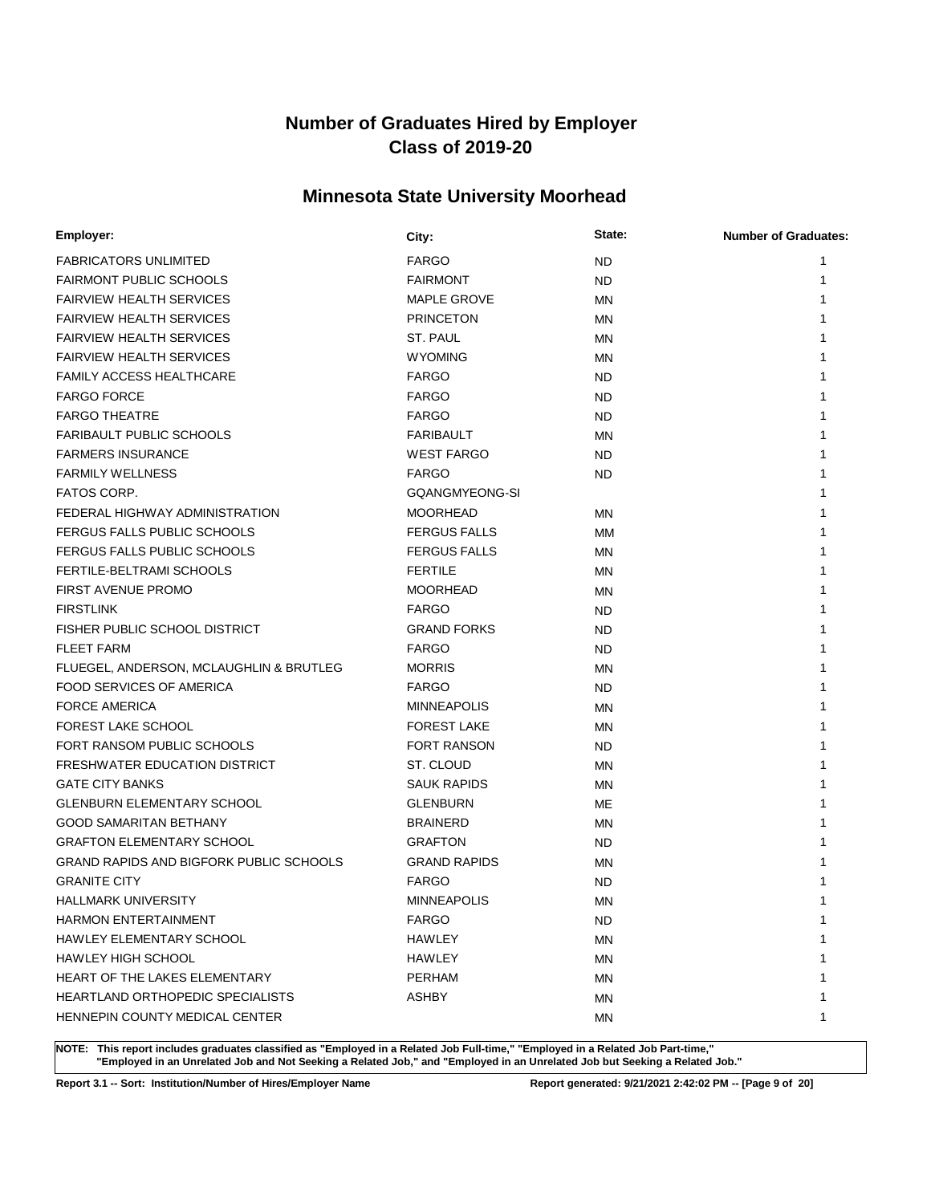# Number of Graduates Hired by Employer
# Class of 2019-20

## Minnesota State University Moorhead

| Employer: | City: | State: | Number of Graduates: |
|---|---|---|---|
| FABRICATORS UNLIMITED | FARGO | ND | 1 |
| FAIRMONT PUBLIC SCHOOLS | FAIRMONT | ND | 1 |
| FAIRVIEW HEALTH SERVICES | MAPLE GROVE | MN | 1 |
| FAIRVIEW HEALTH SERVICES | PRINCETON | MN | 1 |
| FAIRVIEW HEALTH SERVICES | ST. PAUL | MN | 1 |
| FAIRVIEW HEALTH SERVICES | WYOMING | MN | 1 |
| FAMILY ACCESS HEALTHCARE | FARGO | ND | 1 |
| FARGO FORCE | FARGO | ND | 1 |
| FARGO THEATRE | FARGO | ND | 1 |
| FARIBAULT PUBLIC SCHOOLS | FARIBAULT | MN | 1 |
| FARMERS INSURANCE | WEST FARGO | ND | 1 |
| FARMILY WELLNESS | FARGO | ND | 1 |
| FATOS CORP. | GQANGMYEONG-SI | | 1 |
| FEDERAL HIGHWAY ADMINISTRATION | MOORHEAD | MN | 1 |
| FERGUS FALLS PUBLIC SCHOOLS | FERGUS FALLS | MM | 1 |
| FERGUS FALLS PUBLIC SCHOOLS | FERGUS FALLS | MN | 1 |
| FERTILE-BELTRAMI SCHOOLS | FERTILE | MN | 1 |
| FIRST AVENUE PROMO | MOORHEAD | MN | 1 |
| FIRSTLINK | FARGO | ND | 1 |
| FISHER PUBLIC SCHOOL DISTRICT | GRAND FORKS | ND | 1 |
| FLEET FARM | FARGO | ND | 1 |
| FLUEGEL, ANDERSON, MCLAUGHLIN & BRUTLEG | MORRIS | MN | 1 |
| FOOD SERVICES OF AMERICA | FARGO | ND | 1 |
| FORCE AMERICA | MINNEAPOLIS | MN | 1 |
| FOREST LAKE SCHOOL | FOREST LAKE | MN | 1 |
| FORT RANSOM PUBLIC SCHOOLS | FORT RANSON | ND | 1 |
| FRESHWATER EDUCATION DISTRICT | ST. CLOUD | MN | 1 |
| GATE CITY BANKS | SAUK RAPIDS | MN | 1 |
| GLENBURN ELEMENTARY SCHOOL | GLENBURN | ME | 1 |
| GOOD SAMARITAN BETHANY | BRAINERD | MN | 1 |
| GRAFTON ELEMENTARY SCHOOL | GRAFTON | ND | 1 |
| GRAND RAPIDS AND BIGFORK PUBLIC SCHOOLS | GRAND RAPIDS | MN | 1 |
| GRANITE CITY | FARGO | ND | 1 |
| HALLMARK UNIVERSITY | MINNEAPOLIS | MN | 1 |
| HARMON ENTERTAINMENT | FARGO | ND | 1 |
| HAWLEY ELEMENTARY SCHOOL | HAWLEY | MN | 1 |
| HAWLEY HIGH SCHOOL | HAWLEY | MN | 1 |
| HEART OF THE LAKES ELEMENTARY | PERHAM | MN | 1 |
| HEARTLAND ORTHOPEDIC SPECIALISTS | ASHBY | MN | 1 |
| HENNEPIN COUNTY MEDICAL CENTER | | MN | 1 |

**NOTE: This report includes graduates classified as "Employed in a Related Job Full-time," "Employed in a Related Job Part-time," "Employed in an Unrelated Job and Not Seeking a Related Job," and "Employed in an Unrelated Job but Seeking a Related Job."**

**Report 3.1 -- Sort: Institution/Number of Hires/Employer Name** **Report generated: 9/21/2021 2:42:02 PM**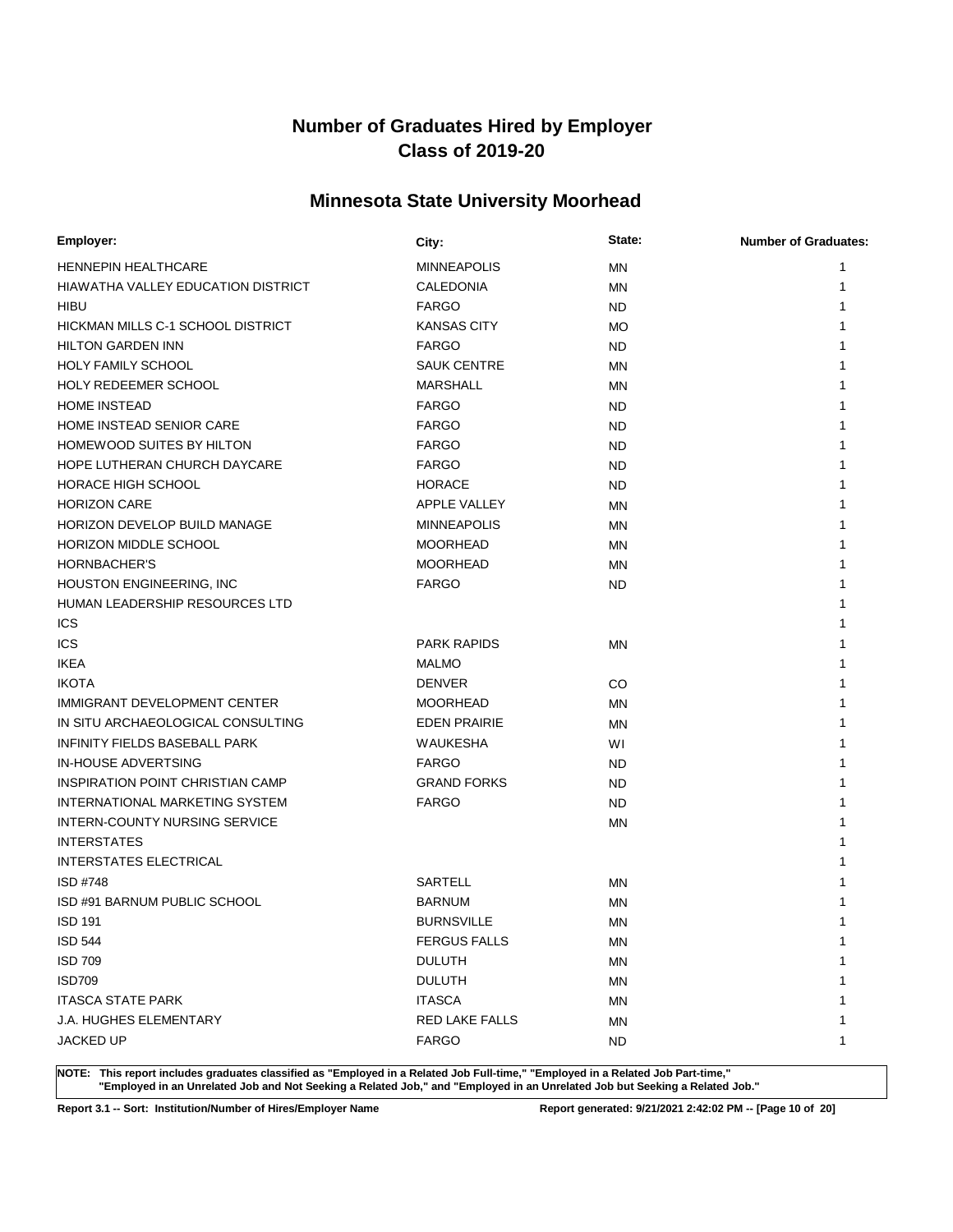# Number of Graduates Hired by Employer
# Class of 2019-20

## Minnesota State University Moorhead

| Employer: | City: | State: | Number of Graduates: |
|---|---|---|---|
| HENNEPIN HEALTHCARE | MINNEAPOLIS | MN | 1 |
| HIAWATHA VALLEY EDUCATION DISTRICT | CALEDONIA | MN | 1 |
| HIBU | FARGO | ND | 1 |
| HICKMAN MILLS C-1 SCHOOL DISTRICT | KANSAS CITY | MO | 1 |
| HILTON GARDEN INN | FARGO | ND | 1 |
| HOLY FAMILY SCHOOL | SAUK CENTRE | MN | 1 |
| HOLY REDEEMER SCHOOL | MARSHALL | MN | 1 |
| HOME INSTEAD | FARGO | ND | 1 |
| HOME INSTEAD SENIOR CARE | FARGO | ND | 1 |
| HOMEWOOD SUITES BY HILTON | FARGO | ND | 1 |
| HOPE LUTHERAN CHURCH DAYCARE | FARGO | ND | 1 |
| HORACE HIGH SCHOOL | HORACE | ND | 1 |
| HORIZON CARE | APPLE VALLEY | MN | 1 |
| HORIZON DEVELOP BUILD MANAGE | MINNEAPOLIS | MN | 1 |
| HORIZON MIDDLE SCHOOL | MOORHEAD | MN | 1 |
| HORNBACHER'S | MOORHEAD | MN | 1 |
| HOUSTON ENGINEERING, INC | FARGO | ND | 1 |
| HUMAN LEADERSHIP RESOURCES LTD | | | 1 |
| ICS | | | 1 |
| ICS | PARK RAPIDS | MN | 1 |
| IKEA | MALMO | | 1 |
| IKOTA | DENVER | CO | 1 |
| IMMIGRANT DEVELOPMENT CENTER | MOORHEAD | MN | 1 |
| IN SITU ARCHAEOLOGICAL CONSULTING | EDEN PRAIRIE | MN | 1 |
| INFINITY FIELDS BASEBALL PARK | WAUKESHA | WI | 1 |
| IN-HOUSE ADVERTSING | FARGO | ND | 1 |
| INSPIRATION POINT CHRISTIAN CAMP | GRAND FORKS | ND | 1 |
| INTERNATIONAL MARKETING SYSTEM | FARGO | ND | 1 |
| INTERN-COUNTY NURSING SERVICE | | MN | 1 |
| INTERSTATES | | | 1 |
| INTERSTATES ELECTRICAL | | | 1 |
| ISD #748 | SARTELL | MN | 1 |
| ISD #91 BARNUM PUBLIC SCHOOL | BARNUM | MN | 1 |
| ISD 191 | BURNSVILLE | MN | 1 |
| ISD 544 | FERGUS FALLS | MN | 1 |
| ISD 709 | DULUTH | MN | 1 |
| ISD709 | DULUTH | MN | 1 |
| ITASCA STATE PARK | ITASCA | MN | 1 |
| J.A. HUGHES ELEMENTARY | RED LAKE FALLS | MN | 1 |
| JACKED UP | FARGO | ND | 1 |

**NOTE: This report includes graduates classified as "Employed in a Related Job Full-time," "Employed in a Related Job Part-time," "Employed in an Unrelated Job and Not Seeking a Related Job," and "Employed in an Unrelated Job but Seeking a Related Job."**

**Report 3.1 -- Sort: Institution/Number of Hires/Employer Name** **Report generated: 9/21/2021 2:42:02 PM**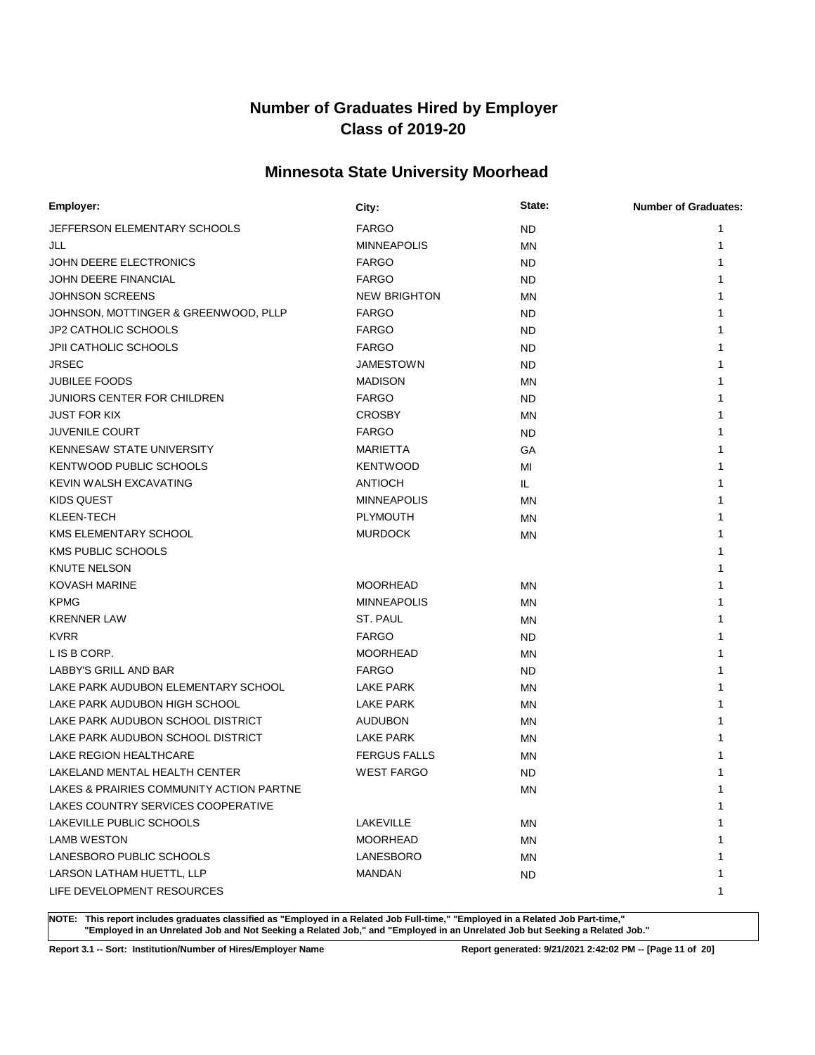# Number of Graduates Hired by Employer
## Class of 2019-20

## Minnesota State University Moorhead

| Employer: | City: | State: | Number of Graduates: |
|---|---|---|---|
| JEFFERSON ELEMENTARY SCHOOLS | FARGO | ND | 1 |
| JLL | MINNEAPOLIS | MN | 1 |
| JOHN DEERE ELECTRONICS | FARGO | ND | 1 |
| JOHN DEERE FINANCIAL | FARGO | ND | 1 |
| JOHNSON SCREENS | NEW BRIGHTON | MN | 1 |
| JOHNSON, MOTTINGER & GREENWOOD, PLLP | FARGO | ND | 1 |
| JP2 CATHOLIC SCHOOLS | FARGO | ND | 1 |
| JPII CATHOLIC SCHOOLS | FARGO | ND | 1 |
| JRSEC | JAMESTOWN | ND | 1 |
| JUBILEE FOODS | MADISON | MN | 1 |
| JUNIORS CENTER FOR CHILDREN | FARGO | ND | 1 |
| JUST FOR KIX | CROSBY | MN | 1 |
| JUVENILE COURT | FARGO | ND | 1 |
| KENNESAW STATE UNIVERSITY | MARIETTA | GA | 1 |
| KENTWOOD PUBLIC SCHOOLS | KENTWOOD | MI | 1 |
| KEVIN WALSH EXCAVATING | ANTIOCH | IL | 1 |
| KIDS QUEST | MINNEAPOLIS | MN | 1 |
| KLEEN-TECH | PLYMOUTH | MN | 1 |
| KMS ELEMENTARY SCHOOL | MURDOCK | MN | 1 |
| KMS PUBLIC SCHOOLS | | | 1 |
| KNUTE NELSON | | | 1 |
| KOVASH MARINE | MOORHEAD | MN | 1 |
| KPMG | MINNEAPOLIS | MN | 1 |
| KRENNER LAW | ST. PAUL | MN | 1 |
| KVRR | FARGO | ND | 1 |
| L IS B CORP. | MOORHEAD | MN | 1 |
| LABBY'S GRILL AND BAR | FARGO | ND | 1 |
| LAKE PARK AUDUBON ELEMENTARY SCHOOL | LAKE PARK | MN | 1 |
| LAKE PARK AUDUBON HIGH SCHOOL | LAKE PARK | MN | 1 |
| LAKE PARK AUDUBON SCHOOL DISTRICT | AUDUBON | MN | 1 |
| LAKE PARK AUDUBON SCHOOL DISTRICT | LAKE PARK | MN | 1 |
| LAKE REGION HEALTHCARE | FERGUS FALLS | MN | 1 |
| LAKELAND MENTAL HEALTH CENTER | WEST FARGO | ND | 1 |
| LAKES & PRAIRIES COMMUNITY ACTION PARTNE | | MN | 1 |
| LAKES COUNTRY SERVICES COOPERATIVE | | | 1 |
| LAKEVILLE PUBLIC SCHOOLS | LAKEVILLE | MN | 1 |
| LAMB WESTON | MOORHEAD | MN | 1 |
| LANESBORO PUBLIC SCHOOLS | LANESBORO | MN | 1 |
| LARSON LATHAM HUETTL, LLP | MANDAN | ND | 1 |
| LIFE DEVELOPMENT RESOURCES | | | 1 |

**NOTE: This report includes graduates classified as "Employed in a Related Job Full-time," "Employed in a Related Job Part-time," "Employed in an Unrelated Job and Not Seeking a Related Job," and "Employed in an Unrelated Job but Seeking a Related Job."**

**Report 3.1 -- Sort: Institution/Number of Hires/Employer Name** **Report generated: 9/21/2021 2:42:02 PM**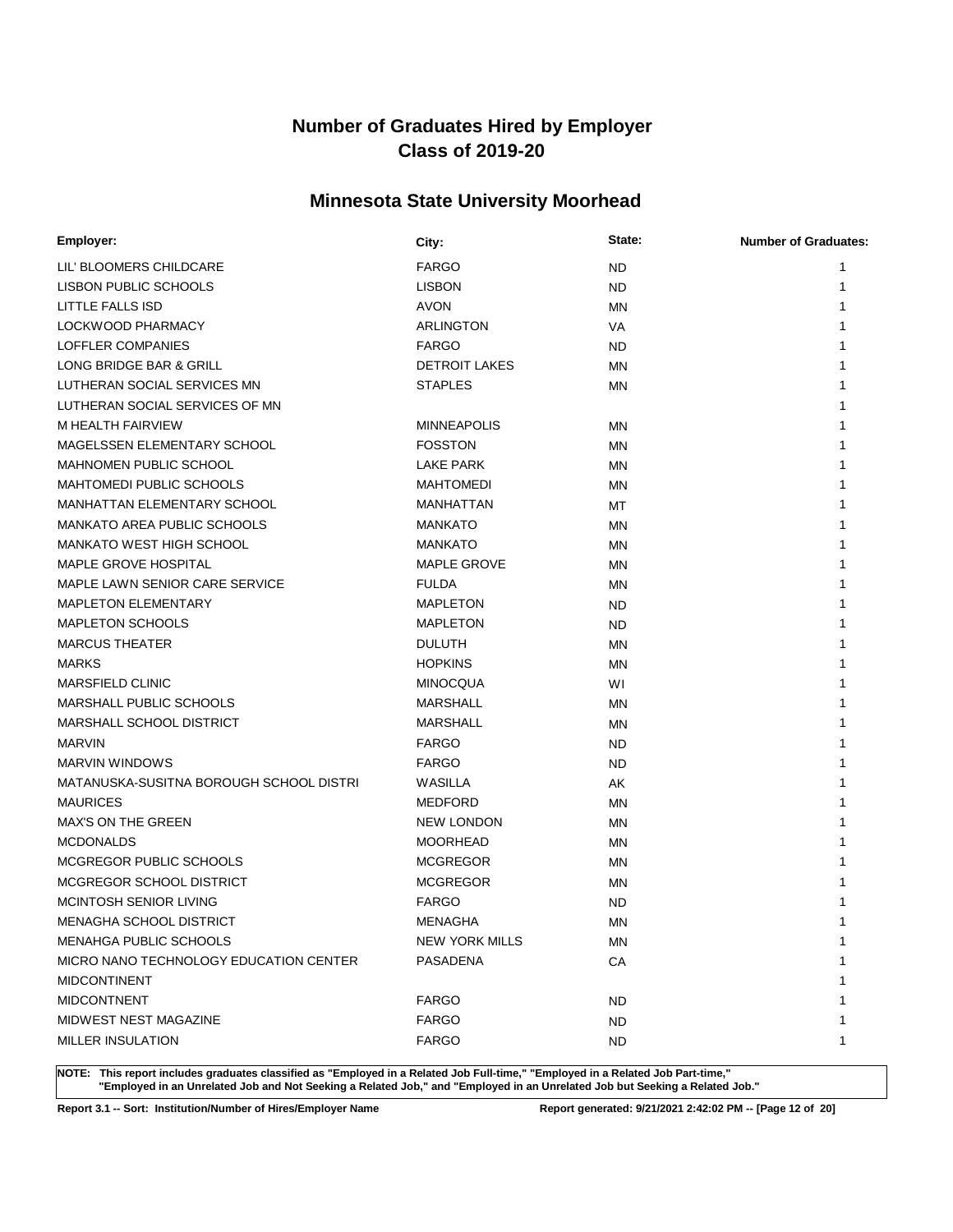# Number of Graduates Hired by Employer
# Class of 2019-20

## Minnesota State University Moorhead

| Employer: | City: | State: | Number of Graduates: |
|---|---|---|---|
| LIL' BLOOMERS CHILDCARE | FARGO | ND | 1 |
| LISBON PUBLIC SCHOOLS | LISBON | ND | 1 |
| LITTLE FALLS ISD | AVON | MN | 1 |
| LOCKWOOD PHARMACY | ARLINGTON | VA | 1 |
| LOFFLER COMPANIES | FARGO | ND | 1 |
| LONG BRIDGE BAR & GRILL | DETROIT LAKES | MN | 1 |
| LUTHERAN SOCIAL SERVICES MN | STAPLES | MN | 1 |
| LUTHERAN SOCIAL SERVICES OF MN | | | 1 |
| M HEALTH FAIRVIEW | MINNEAPOLIS | MN | 1 |
| MAGELSSEN ELEMENTARY SCHOOL | FOSSTON | MN | 1 |
| MAHNOMEN PUBLIC SCHOOL | LAKE PARK | MN | 1 |
| MAHTOMEDI PUBLIC SCHOOLS | MAHTOMEDI | MN | 1 |
| MANHATTAN ELEMENTARY SCHOOL | MANHATTAN | MT | 1 |
| MANKATO AREA PUBLIC SCHOOLS | MANKATO | MN | 1 |
| MANKATO WEST HIGH SCHOOL | MANKATO | MN | 1 |
| MAPLE GROVE HOSPITAL | MAPLE GROVE | MN | 1 |
| MAPLE LAWN SENIOR CARE SERVICE | FULDA | MN | 1 |
| MAPLETON ELEMENTARY | MAPLETON | ND | 1 |
| MAPLETON SCHOOLS | MAPLETON | ND | 1 |
| MARCUS THEATER | DULUTH | MN | 1 |
| MARKS | HOPKINS | MN | 1 |
| MARSFIELD CLINIC | MINOCQUA | WI | 1 |
| MARSHALL PUBLIC SCHOOLS | MARSHALL | MN | 1 |
| MARSHALL SCHOOL DISTRICT | MARSHALL | MN | 1 |
| MARVIN | FARGO | ND | 1 |
| MARVIN WINDOWS | FARGO | ND | 1 |
| MATANUSKA-SUSITNA BOROUGH SCHOOL DISTRI | WASILLA | AK | 1 |
| MAURICES | MEDFORD | MN | 1 |
| MAX'S ON THE GREEN | NEW LONDON | MN | 1 |
| MCDONALDS | MOORHEAD | MN | 1 |
| MCGREGOR PUBLIC SCHOOLS | MCGREGOR | MN | 1 |
| MCGREGOR SCHOOL DISTRICT | MCGREGOR | MN | 1 |
| MCINTOSH SENIOR LIVING | FARGO | ND | 1 |
| MENAGHA SCHOOL DISTRICT | MENAGHA | MN | 1 |
| MENAHGA PUBLIC SCHOOLS | NEW YORK MILLS | MN | 1 |
| MICRO NANO TECHNOLOGY EDUCATION CENTER | PASADENA | CA | 1 |
| MIDCONTINENT | | | 1 |
| MIDCONTNENT | FARGO | ND | 1 |
| MIDWEST NEST MAGAZINE | FARGO | ND | 1 |
| MILLER INSULATION | FARGO | ND | 1 |

**NOTE: This report includes graduates classified as "Employed in a Related Job Full-time," "Employed in a Related Job Part-time," "Employed in an Unrelated Job and Not Seeking a Related Job," and "Employed in an Unrelated Job but Seeking a Related Job."**

**Report 3.1 -- Sort: Institution/Number of Hires/Employer Name** **Report generated: 9/21/2021 2:42:02 PM**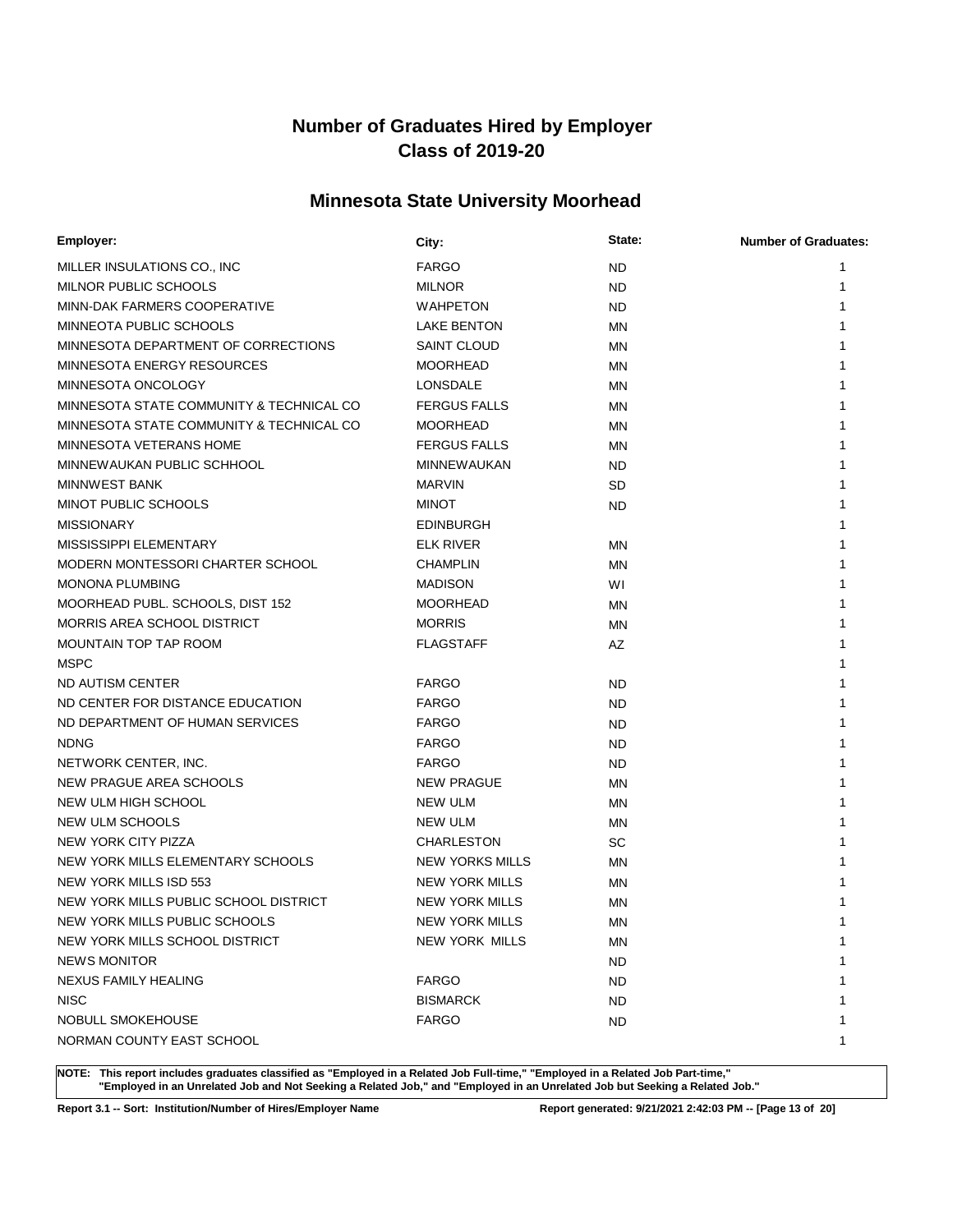# Number of Graduates Hired by Employer
# Class of 2019-20

## Minnesota State University Moorhead

| Employer: | City: | State: | Number of Graduates: |
|---|---|---|---|
| MILLER INSULATIONS CO., INC | FARGO | ND | 1 |
| MILNOR PUBLIC SCHOOLS | MILNOR | ND | 1 |
| MINN-DAK FARMERS COOPERATIVE | WAHPETON | ND | 1 |
| MINNEOTA PUBLIC SCHOOLS | LAKE BENTON | MN | 1 |
| MINNESOTA DEPARTMENT OF CORRECTIONS | SAINT CLOUD | MN | 1 |
| MINNESOTA ENERGY RESOURCES | MOORHEAD | MN | 1 |
| MINNESOTA ONCOLOGY | LONSDALE | MN | 1 |
| MINNESOTA STATE COMMUNITY & TECHNICAL CO | FERGUS FALLS | MN | 1 |
| MINNESOTA STATE COMMUNITY & TECHNICAL CO | MOORHEAD | MN | 1 |
| MINNESOTA VETERANS HOME | FERGUS FALLS | MN | 1 |
| MINNEWAUKAN PUBLIC SCHHOOL | MINNEWAUKAN | ND | 1 |
| MINNWEST BANK | MARVIN | SD | 1 |
| MINOT PUBLIC SCHOOLS | MINOT | ND | 1 |
| MISSIONARY | EDINBURGH | | 1 |
| MISSISSIPPI ELEMENTARY | ELK RIVER | MN | 1 |
| MODERN MONTESSORI CHARTER SCHOOL | CHAMPLIN | MN | 1 |
| MONONA PLUMBING | MADISON | WI | 1 |
| MOORHEAD PUBL. SCHOOLS, DIST 152 | MOORHEAD | MN | 1 |
| MORRIS AREA SCHOOL DISTRICT | MORRIS | MN | 1 |
| MOUNTAIN TOP TAP ROOM | FLAGSTAFF | AZ | 1 |
| MSPC | | | 1 |
| ND AUTISM CENTER | FARGO | ND | 1 |
| ND CENTER FOR DISTANCE EDUCATION | FARGO | ND | 1 |
| ND DEPARTMENT OF HUMAN SERVICES | FARGO | ND | 1 |
| NDNG | FARGO | ND | 1 |
| NETWORK CENTER, INC. | FARGO | ND | 1 |
| NEW PRAGUE AREA SCHOOLS | NEW PRAGUE | MN | 1 |
| NEW ULM HIGH SCHOOL | NEW ULM | MN | 1 |
| NEW ULM SCHOOLS | NEW ULM | MN | 1 |
| NEW YORK CITY PIZZA | CHARLESTON | SC | 1 |
| NEW YORK MILLS ELEMENTARY SCHOOLS | NEW YORKS MILLS | MN | 1 |
| NEW YORK MILLS ISD 553 | NEW YORK MILLS | MN | 1 |
| NEW YORK MILLS PUBLIC SCHOOL DISTRICT | NEW YORK MILLS | MN | 1 |
| NEW YORK MILLS PUBLIC SCHOOLS | NEW YORK MILLS | MN | 1 |
| NEW YORK MILLS SCHOOL DISTRICT | NEW YORK MILLS | MN | 1 |
| NEWS MONITOR | | ND | 1 |
| NEXUS FAMILY HEALING | FARGO | ND | 1 |
| NISC | BISMARCK | ND | 1 |
| NOBULL SMOKEHOUSE | FARGO | ND | 1 |
| NORMAN COUNTY EAST SCHOOL | | | 1 |

**NOTE: This report includes graduates classified as "Employed in a Related Job Full-time," "Employed in a Related Job Part-time," "Employed in an Unrelated Job and Not Seeking a Related Job," and "Employed in an Unrelated Job but Seeking a Related Job."**

**Report 3.1 -- Sort: Institution/Number of Hires/Employer Name**

**Report generated: 9/21/2021 2:42:03 PM**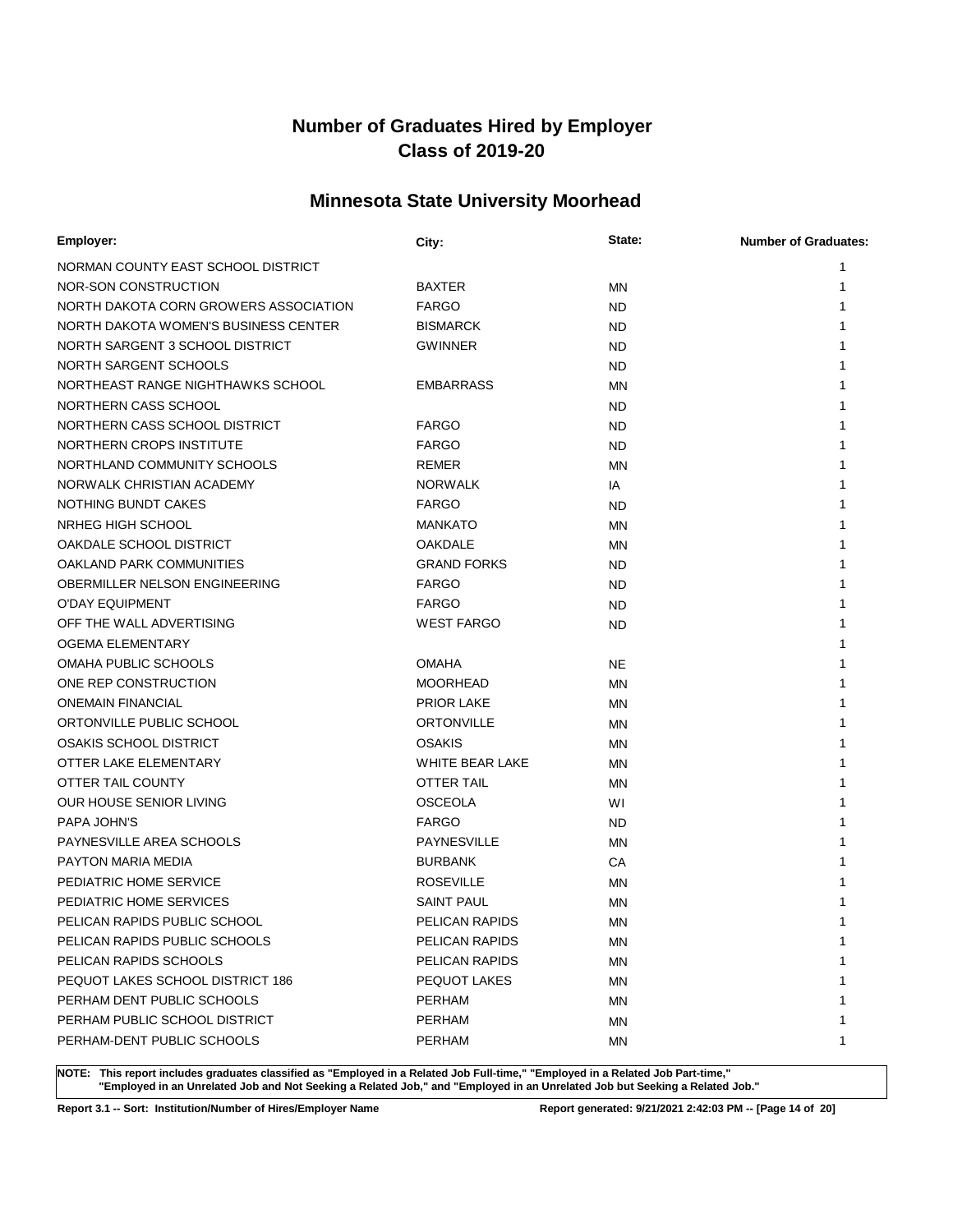# Number of Graduates Hired by Employer
# Class of 2019-20

## Minnesota State University Moorhead

| Employer: | City: | State: | Number of Graduates: |
|---|---|---|---|
| NORMAN COUNTY EAST SCHOOL DISTRICT | | | 1 |
| NOR-SON CONSTRUCTION | BAXTER | MN | 1 |
| NORTH DAKOTA CORN GROWERS ASSOCIATION | FARGO | ND | 1 |
| NORTH DAKOTA WOMEN'S BUSINESS CENTER | BISMARCK | ND | 1 |
| NORTH SARGENT 3 SCHOOL DISTRICT | GWINNER | ND | 1 |
| NORTH SARGENT SCHOOLS | | ND | 1 |
| NORTHEAST RANGE NIGHTHAWKS SCHOOL | EMBARRASS | MN | 1 |
| NORTHERN CASS SCHOOL | | ND | 1 |
| NORTHERN CASS SCHOOL DISTRICT | FARGO | ND | 1 |
| NORTHERN CROPS INSTITUTE | FARGO | ND | 1 |
| NORTHLAND COMMUNITY SCHOOLS | REMER | MN | 1 |
| NORWALK CHRISTIAN ACADEMY | NORWALK | IA | 1 |
| NOTHING BUNDT CAKES | FARGO | ND | 1 |
| NRHEG HIGH SCHOOL | MANKATO | MN | 1 |
| OAKDALE SCHOOL DISTRICT | OAKDALE | MN | 1 |
| OAKLAND PARK COMMUNITIES | GRAND FORKS | ND | 1 |
| OBERMILLER NELSON ENGINEERING | FARGO | ND | 1 |
| O'DAY EQUIPMENT | FARGO | ND | 1 |
| OFF THE WALL ADVERTISING | WEST FARGO | ND | 1 |
| OGEMA ELEMENTARY | | | 1 |
| OMAHA PUBLIC SCHOOLS | OMAHA | NE | 1 |
| ONE REP CONSTRUCTION | MOORHEAD | MN | 1 |
| ONEMAIN FINANCIAL | PRIOR LAKE | MN | 1 |
| ORTONVILLE PUBLIC SCHOOL | ORTONVILLE | MN | 1 |
| OSAKIS SCHOOL DISTRICT | OSAKIS | MN | 1 |
| OTTER LAKE ELEMENTARY | WHITE BEAR LAKE | MN | 1 |
| OTTER TAIL COUNTY | OTTER TAIL | MN | 1 |
| OUR HOUSE SENIOR LIVING | OSCEOLA | WI | 1 |
| PAPA JOHN'S | FARGO | ND | 1 |
| PAYNESVILLE AREA SCHOOLS | PAYNESVILLE | MN | 1 |
| PAYTON MARIA MEDIA | BURBANK | CA | 1 |
| PEDIATRIC HOME SERVICE | ROSEVILLE | MN | 1 |
| PEDIATRIC HOME SERVICES | SAINT PAUL | MN | 1 |
| PELICAN RAPIDS PUBLIC SCHOOL | PELICAN RAPIDS | MN | 1 |
| PELICAN RAPIDS PUBLIC SCHOOLS | PELICAN RAPIDS | MN | 1 |
| PELICAN RAPIDS SCHOOLS | PELICAN RAPIDS | MN | 1 |
| PEQUOT LAKES SCHOOL DISTRICT 186 | PEQUOT LAKES | MN | 1 |
| PERHAM DENT PUBLIC SCHOOLS | PERHAM | MN | 1 |
| PERHAM PUBLIC SCHOOL DISTRICT | PERHAM | MN | 1 |
| PERHAM-DENT PUBLIC SCHOOLS | PERHAM | MN | 1 |

**NOTE: This report includes graduates classified as "Employed in a Related Job Full-time," "Employed in a Related Job Part-time," "Employed in an Unrelated Job and Not Seeking a Related Job," and "Employed in an Unrelated Job but Seeking a Related Job."**

**Report 3.1 -- Sort: Institution/Number of Hires/Employer Name**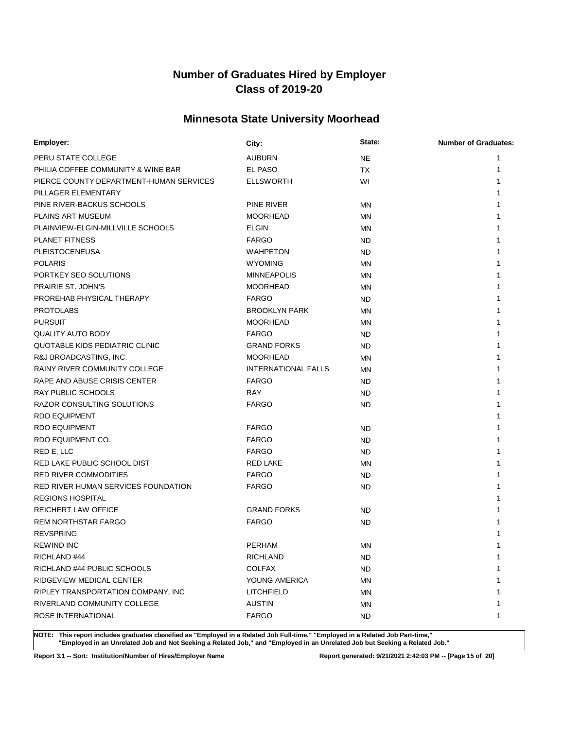# Number of Graduates Hired by Employer
# Class of 2019-20

## Minnesota State University Moorhead

| Employer: | City: | State: | Number of Graduates: |
|---|---|---|---|
| PERU STATE COLLEGE | AUBURN | NE | 1 |
| PHILIA COFFEE COMMUNITY & WINE BAR | EL PASO | TX | 1 |
| PIERCE COUNTY DEPARTMENT-HUMAN SERVICES | ELLSWORTH | WI | 1 |
| PILLAGER ELEMENTARY | | | 1 |
| PINE RIVER-BACKUS SCHOOLS | PINE RIVER | MN | 1 |
| PLAINS ART MUSEUM | MOORHEAD | MN | 1 |
| PLAINVIEW-ELGIN-MILLVILLE SCHOOLS | ELGIN | MN | 1 |
| PLANET FITNESS | FARGO | ND | 1 |
| PLEISTOCENEUSA | WAHPETON | ND | 1 |
| POLARIS | WYOMING | MN | 1 |
| PORTKEY SEO SOLUTIONS | MINNEAPOLIS | MN | 1 |
| PRAIRIE ST. JOHN'S | MOORHEAD | MN | 1 |
| PROREHAB PHYSICAL THERAPY | FARGO | ND | 1 |
| PROTOLABS | BROOKLYN PARK | MN | 1 |
| PURSUIT | MOORHEAD | MN | 1 |
| QUALITY AUTO BODY | FARGO | ND | 1 |
| QUOTABLE KIDS PEDIATRIC CLINIC | GRAND FORKS | ND | 1 |
| R&J BROADCASTING, INC. | MOORHEAD | MN | 1 |
| RAINY RIVER COMMUNITY COLLEGE | INTERNATIONAL FALLS | MN | 1 |
| RAPE AND ABUSE CRISIS CENTER | FARGO | ND | 1 |
| RAY PUBLIC SCHOOLS | RAY | ND | 1 |
| RAZOR CONSULTING SOLUTIONS | FARGO | ND | 1 |
| RDO EQUIPMENT | | | 1 |
| RDO EQUIPMENT | FARGO | ND | 1 |
| RDO EQUIPMENT CO. | FARGO | ND | 1 |
| RED E, LLC | FARGO | ND | 1 |
| RED LAKE PUBLIC SCHOOL DIST | RED LAKE | MN | 1 |
| RED RIVER COMMODITIES | FARGO | ND | 1 |
| RED RIVER HUMAN SERVICES FOUNDATION | FARGO | ND | 1 |
| REGIONS HOSPITAL | | | 1 |
| REICHERT LAW OFFICE | GRAND FORKS | ND | 1 |
| REM NORTHSTAR FARGO | FARGO | ND | 1 |
| REVSPRING | | | 1 |
| REWIND INC | PERHAM | MN | 1 |
| RICHLAND #44 | RICHLAND | ND | 1 |
| RICHLAND #44 PUBLIC SCHOOLS | COLFAX | ND | 1 |
| RIDGEVIEW MEDICAL CENTER | YOUNG AMERICA | MN | 1 |
| RIPLEY TRANSPORTATION COMPANY, INC | LITCHFIELD | MN | 1 |
| RIVERLAND COMMUNITY COLLEGE | AUSTIN | MN | 1 |
| ROSE INTERNATIONAL | FARGO | ND | 1 |

**NOTE: This report includes graduates classified as "Employed in a Related Job Full-time," "Employed in a Related Job Part-time," "Employed in an Unrelated Job and Not Seeking a Related Job," and "Employed in an Unrelated Job but Seeking a Related Job."**

**Report 3.1 -- Sort: Institution/Number of Hires/Employer Name** | **Report generated: 9/21/2021 2:42:03 PM**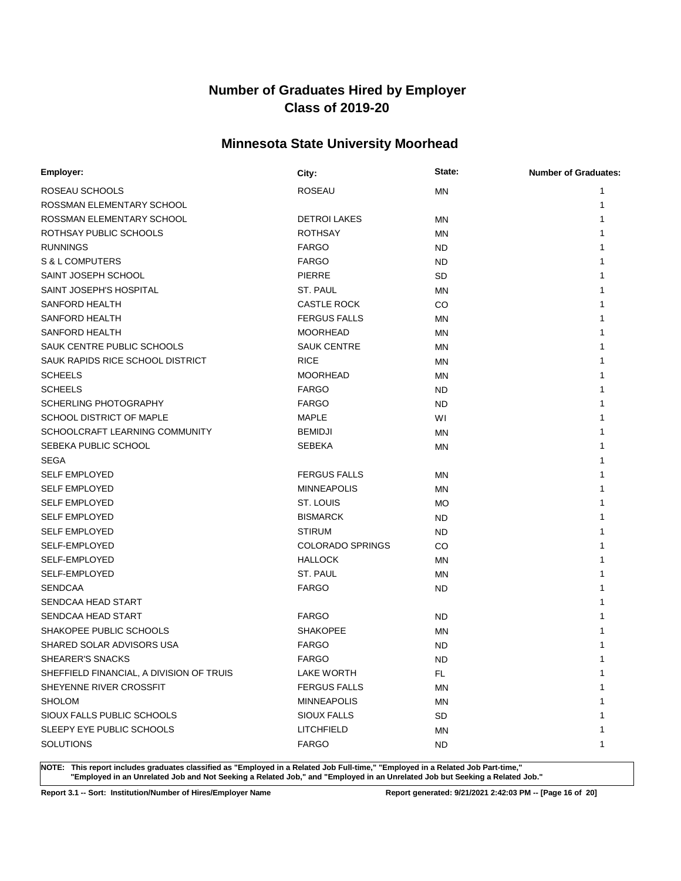# Number of Graduates Hired by Employer
# Class of 2019-20

## Minnesota State University Moorhead

| Employer: | City: | State: | Number of Graduates: |
|---|---|---|---|
| ROSEAU SCHOOLS | ROSEAU | MN | 1 |
| ROSSMAN ELEMENTARY SCHOOL | | | 1 |
| ROSSMAN ELEMENTARY SCHOOL | DETROI LAKES | MN | 1 |
| ROTHSAY PUBLIC SCHOOLS | ROTHSAY | MN | 1 |
| RUNNINGS | FARGO | ND | 1 |
| S & L COMPUTERS | FARGO | ND | 1 |
| SAINT JOSEPH SCHOOL | PIERRE | SD | 1 |
| SAINT JOSEPH'S HOSPITAL | ST. PAUL | MN | 1 |
| SANFORD HEALTH | CASTLE ROCK | CO | 1 |
| SANFORD HEALTH | FERGUS FALLS | MN | 1 |
| SANFORD HEALTH | MOORHEAD | MN | 1 |
| SAUK CENTRE PUBLIC SCHOOLS | SAUK CENTRE | MN | 1 |
| SAUK RAPIDS RICE SCHOOL DISTRICT | RICE | MN | 1 |
| SCHEELS | MOORHEAD | MN | 1 |
| SCHEELS | FARGO | ND | 1 |
| SCHERLING PHOTOGRAPHY | FARGO | ND | 1 |
| SCHOOL DISTRICT OF MAPLE | MAPLE | WI | 1 |
| SCHOOLCRAFT LEARNING COMMUNITY | BEMIDJI | MN | 1 |
| SEBEKA PUBLIC SCHOOL | SEBEKA | MN | 1 |
| SEGA | | | 1 |
| SELF EMPLOYED | FERGUS FALLS | MN | 1 |
| SELF EMPLOYED | MINNEAPOLIS | MN | 1 |
| SELF EMPLOYED | ST. LOUIS | MO | 1 |
| SELF EMPLOYED | BISMARCK | ND | 1 |
| SELF EMPLOYED | STIRUM | ND | 1 |
| SELF-EMPLOYED | COLORADO SPRINGS | CO | 1 |
| SELF-EMPLOYED | HALLOCK | MN | 1 |
| SELF-EMPLOYED | ST. PAUL | MN | 1 |
| SENDCAA | FARGO | ND | 1 |
| SENDCAA HEAD START | | | 1 |
| SENDCAA HEAD START | FARGO | ND | 1 |
| SHAKOPEE PUBLIC SCHOOLS | SHAKOPEE | MN | 1 |
| SHARED SOLAR ADVISORS USA | FARGO | ND | 1 |
| SHEARER'S SNACKS | FARGO | ND | 1 |
| SHEFFIELD FINANCIAL, A DIVISION OF TRUIS | LAKE WORTH | FL | 1 |
| SHEYENNE RIVER CROSSFIT | FERGUS FALLS | MN | 1 |
| SHOLOM | MINNEAPOLIS | MN | 1 |
| SIOUX FALLS PUBLIC SCHOOLS | SIOUX FALLS | SD | 1 |
| SLEEPY EYE PUBLIC SCHOOLS | LITCHFIELD | MN | 1 |
| SOLUTIONS | FARGO | ND | 1 |

**NOTE: This report includes graduates classified as "Employed in a Related Job Full-time," "Employed in a Related Job Part-time," "Employed in an Unrelated Job and Not Seeking a Related Job," and "Employed in an Unrelated Job but Seeking a Related Job."**

**Report 3.1 -- Sort: Institution/Number of Hires/Employer Name** **Report generated: 9/21/2021 2:42:03 PM**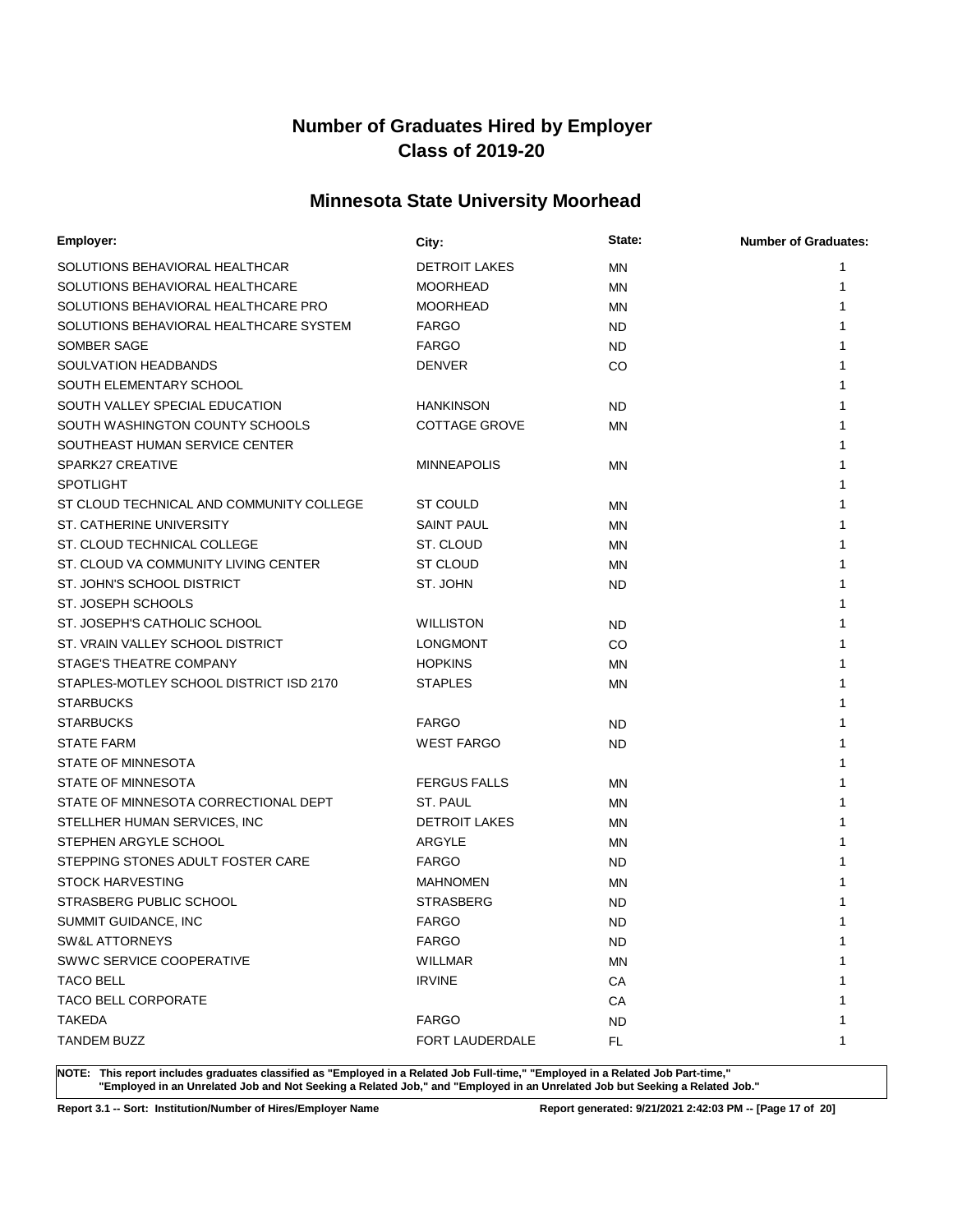# Number of Graduates Hired by Employer
## Class of 2019-20

## Minnesota State University Moorhead

| Employer: | City: | State: | Number of Graduates: |
|---|---|---|---|
| SOLUTIONS BEHAVIORAL HEALTHCAR | DETROIT LAKES | MN | 1 |
| SOLUTIONS BEHAVIORAL HEALTHCARE | MOORHEAD | MN | 1 |
| SOLUTIONS BEHAVIORAL HEALTHCARE PRO | MOORHEAD | MN | 1 |
| SOLUTIONS BEHAVIORAL HEALTHCARE SYSTEM | FARGO | ND | 1 |
| SOMBER SAGE | FARGO | ND | 1 |
| SOULVATION HEADBANDS | DENVER | CO | 1 |
| SOUTH ELEMENTARY SCHOOL | | | 1 |
| SOUTH VALLEY SPECIAL EDUCATION | HANKINSON | ND | 1 |
| SOUTH WASHINGTON COUNTY SCHOOLS | COTTAGE GROVE | MN | 1 |
| SOUTHEAST HUMAN SERVICE CENTER | | | 1 |
| SPARK27 CREATIVE | MINNEAPOLIS | MN | 1 |
| SPOTLIGHT | | | 1 |
| ST CLOUD TECHNICAL AND COMMUNITY COLLEGE | ST COULD | MN | 1 |
| ST. CATHERINE UNIVERSITY | SAINT PAUL | MN | 1 |
| ST. CLOUD TECHNICAL COLLEGE | ST. CLOUD | MN | 1 |
| ST. CLOUD VA COMMUNITY LIVING CENTER | ST CLOUD | MN | 1 |
| ST. JOHN'S SCHOOL DISTRICT | ST. JOHN | ND | 1 |
| ST. JOSEPH SCHOOLS | | | 1 |
| ST. JOSEPH'S CATHOLIC SCHOOL | WILLISTON | ND | 1 |
| ST. VRAIN VALLEY SCHOOL DISTRICT | LONGMONT | CO | 1 |
| STAGE'S THEATRE COMPANY | HOPKINS | MN | 1 |
| STAPLES-MOTLEY SCHOOL DISTRICT ISD 2170 | STAPLES | MN | 1 |
| STARBUCKS | | | 1 |
| STARBUCKS | FARGO | ND | 1 |
| STATE FARM | WEST FARGO | ND | 1 |
| STATE OF MINNESOTA | | | 1 |
| STATE OF MINNESOTA | FERGUS FALLS | MN | 1 |
| STATE OF MINNESOTA CORRECTIONAL DEPT | ST. PAUL | MN | 1 |
| STELLHER HUMAN SERVICES, INC | DETROIT LAKES | MN | 1 |
| STEPHEN ARGYLE SCHOOL | ARGYLE | MN | 1 |
| STEPPING STONES ADULT FOSTER CARE | FARGO | ND | 1 |
| STOCK HARVESTING | MAHNOMEN | MN | 1 |
| STRASBERG PUBLIC SCHOOL | STRASBERG | ND | 1 |
| SUMMIT GUIDANCE, INC | FARGO | ND | 1 |
| SW&L ATTORNEYS | FARGO | ND | 1 |
| SWWC SERVICE COOPERATIVE | WILLMAR | MN | 1 |
| TACO BELL | IRVINE | CA | 1 |
| TACO BELL CORPORATE | | CA | 1 |
| TAKEDA | FARGO | ND | 1 |
| TANDEM BUZZ | FORT LAUDERDALE | FL | 1 |

**NOTE: This report includes graduates classified as "Employed in a Related Job Full-time," "Employed in a Related Job Part-time," "Employed in an Unrelated Job and Not Seeking a Related Job," and "Employed in an Unrelated Job but Seeking a Related Job."**

Report 3.1 -- Sort: Institution/Number of Hires/Employer Name

Report generated: 9/21/2021 2:42:03 PM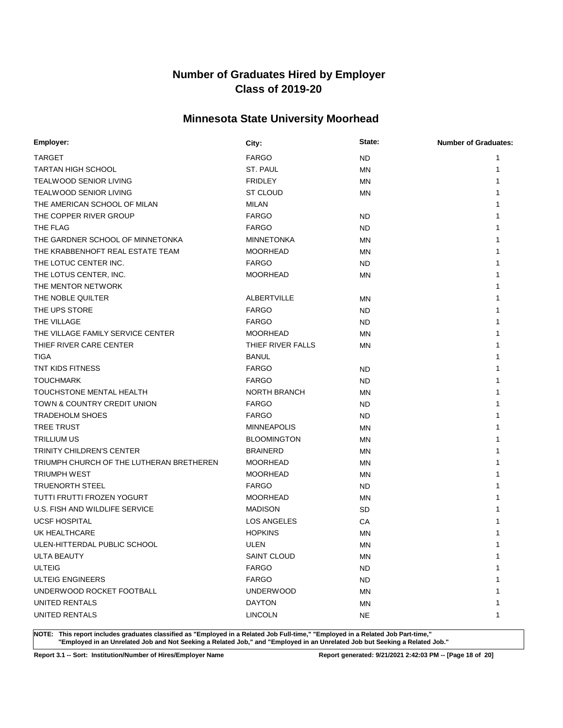# Number of Graduates Hired by Employer
## Class of 2019-20

## Minnesota State University Moorhead

| Employer: | City: | State: | Number of Graduates: |
|---|---|---|---|
| TARGET | FARGO | ND | 1 |
| TARTAN HIGH SCHOOL | ST. PAUL | MN | 1 |
| TEALWOOD SENIOR LIVING | FRIDLEY | MN | 1 |
| TEALWOOD SENIOR LIVING | ST CLOUD | MN | 1 |
| THE AMERICAN SCHOOL OF MILAN | MILAN | | 1 |
| THE COPPER RIVER GROUP | FARGO | ND | 1 |
| THE FLAG | FARGO | ND | 1 |
| THE GARDNER SCHOOL OF MINNETONKA | MINNETONKA | MN | 1 |
| THE KRABBENHOFT REAL ESTATE TEAM | MOORHEAD | MN | 1 |
| THE LOTUC CENTER INC. | FARGO | ND | 1 |
| THE LOTUS CENTER, INC. | MOORHEAD | MN | 1 |
| THE MENTOR NETWORK | | | 1 |
| THE NOBLE QUILTER | ALBERTVILLE | MN | 1 |
| THE UPS STORE | FARGO | ND | 1 |
| THE VILLAGE | FARGO | ND | 1 |
| THE VILLAGE FAMILY SERVICE CENTER | MOORHEAD | MN | 1 |
| THIEF RIVER CARE CENTER | THIEF RIVER FALLS | MN | 1 |
| TIGA | BANUL | | 1 |
| TNT KIDS FITNESS | FARGO | ND | 1 |
| TOUCHMARK | FARGO | ND | 1 |
| TOUCHSTONE MENTAL HEALTH | NORTH BRANCH | MN | 1 |
| TOWN & COUNTRY CREDIT UNION | FARGO | ND | 1 |
| TRADEHOLM SHOES | FARGO | ND | 1 |
| TREE TRUST | MINNEAPOLIS | MN | 1 |
| TRILLIUM US | BLOOMINGTON | MN | 1 |
| TRINITY CHILDREN'S CENTER | BRAINERD | MN | 1 |
| TRIUMPH CHURCH OF THE LUTHERAN BRETHEREN | MOORHEAD | MN | 1 |
| TRIUMPH WEST | MOORHEAD | MN | 1 |
| TRUENORTH STEEL | FARGO | ND | 1 |
| TUTTI FRUTTI FROZEN YOGURT | MOORHEAD | MN | 1 |
| U.S. FISH AND WILDLIFE SERVICE | MADISON | SD | 1 |
| UCSF HOSPITAL | LOS ANGELES | CA | 1 |
| UK HEALTHCARE | HOPKINS | MN | 1 |
| ULEN-HITTERDAL PUBLIC SCHOOL | ULEN | MN | 1 |
| ULTA BEAUTY | SAINT CLOUD | MN | 1 |
| ULTEIG | FARGO | ND | 1 |
| ULTEIG ENGINEERS | FARGO | ND | 1 |
| UNDERWOOD ROCKET FOOTBALL | UNDERWOOD | MN | 1 |
| UNITED RENTALS | DAYTON | MN | 1 |
| UNITED RENTALS | LINCOLN | NE | 1 |

**NOTE: This report includes graduates classified as "Employed in a Related Job Full-time," "Employed in a Related Job Part-time," "Employed in an Unrelated Job and Not Seeking a Related Job," and "Employed in an Unrelated Job but Seeking a Related Job."**

**Report 3.1 -- Sort: Institution/Number of Hires/Employer Name** **Report generated: 9/21/2021 2:42:03 PM**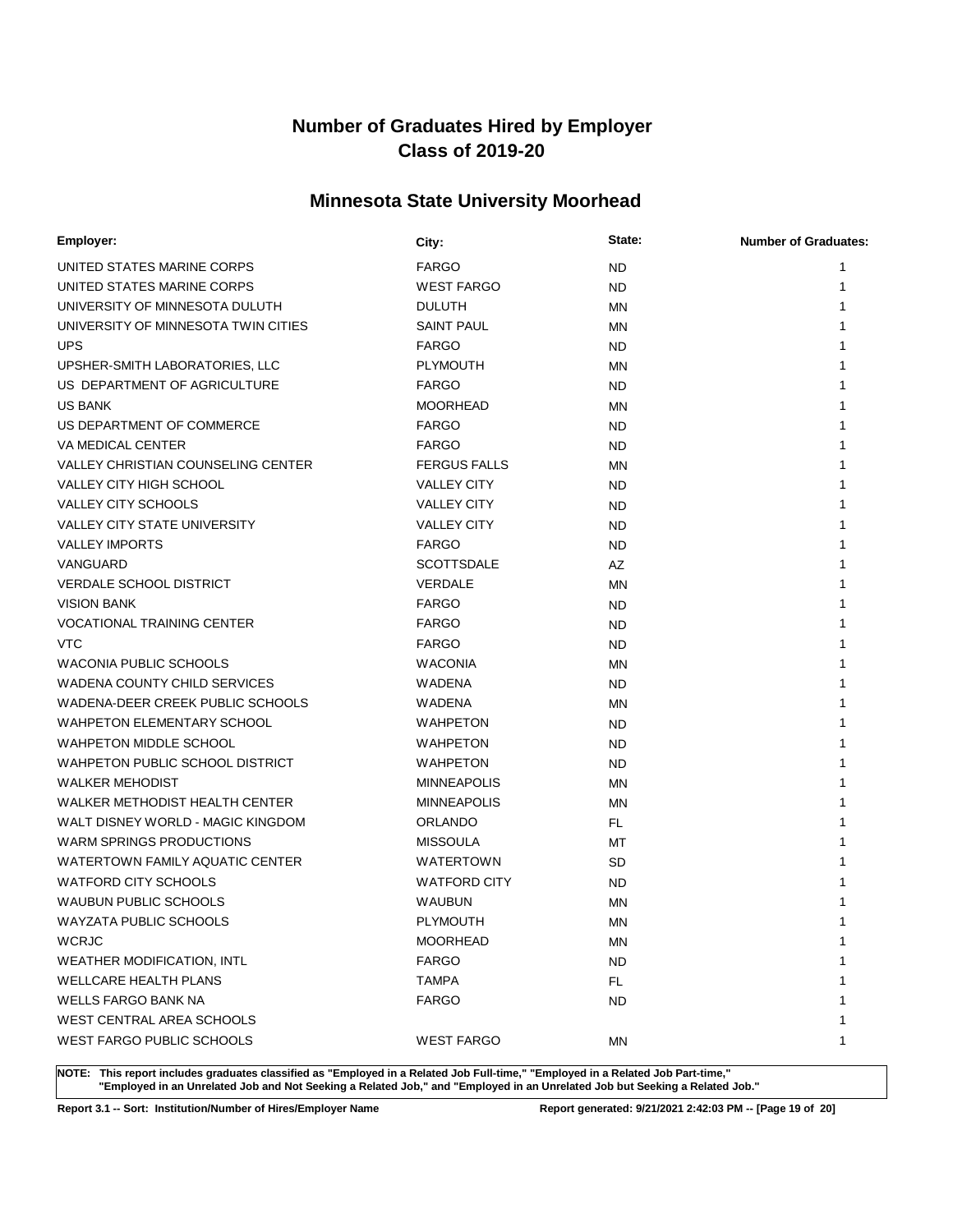# Number of Graduates Hired by Employer
# Class of 2019-20

## Minnesota State University Moorhead

| Employer: | City: | State: | Number of Graduates: |
|---|---|---|---|
| UNITED STATES MARINE CORPS | FARGO | ND | 1 |
| UNITED STATES MARINE CORPS | WEST FARGO | ND | 1 |
| UNIVERSITY OF MINNESOTA DULUTH | DULUTH | MN | 1 |
| UNIVERSITY OF MINNESOTA TWIN CITIES | SAINT PAUL | MN | 1 |
| UPS | FARGO | ND | 1 |
| UPSHER-SMITH LABORATORIES, LLC | PLYMOUTH | MN | 1 |
| US DEPARTMENT OF AGRICULTURE | FARGO | ND | 1 |
| US BANK | MOORHEAD | MN | 1 |
| US DEPARTMENT OF COMMERCE | FARGO | ND | 1 |
| VA MEDICAL CENTER | FARGO | ND | 1 |
| VALLEY CHRISTIAN COUNSELING CENTER | FERGUS FALLS | MN | 1 |
| VALLEY CITY HIGH SCHOOL | VALLEY CITY | ND | 1 |
| VALLEY CITY SCHOOLS | VALLEY CITY | ND | 1 |
| VALLEY CITY STATE UNIVERSITY | VALLEY CITY | ND | 1 |
| VALLEY IMPORTS | FARGO | ND | 1 |
| VANGUARD | SCOTTSDALE | AZ | 1 |
| VERDALE SCHOOL DISTRICT | VERDALE | MN | 1 |
| VISION BANK | FARGO | ND | 1 |
| VOCATIONAL TRAINING CENTER | FARGO | ND | 1 |
| VTC | FARGO | ND | 1 |
| WACONIA PUBLIC SCHOOLS | WACONIA | MN | 1 |
| WADENA COUNTY CHILD SERVICES | WADENA | ND | 1 |
| WADENA-DEER CREEK PUBLIC SCHOOLS | WADENA | MN | 1 |
| WAHPETON ELEMENTARY SCHOOL | WAHPETON | ND | 1 |
| WAHPETON MIDDLE SCHOOL | WAHPETON | ND | 1 |
| WAHPETON PUBLIC SCHOOL DISTRICT | WAHPETON | ND | 1 |
| WALKER MEHODIST | MINNEAPOLIS | MN | 1 |
| WALKER METHODIST HEALTH CENTER | MINNEAPOLIS | MN | 1 |
| WALT DISNEY WORLD - MAGIC KINGDOM | ORLANDO | FL | 1 |
| WARM SPRINGS PRODUCTIONS | MISSOULA | MT | 1 |
| WATERTOWN FAMILY AQUATIC CENTER | WATERTOWN | SD | 1 |
| WATFORD CITY SCHOOLS | WATFORD CITY | ND | 1 |
| WAUBUN PUBLIC SCHOOLS | WAUBUN | MN | 1 |
| WAYZATA PUBLIC SCHOOLS | PLYMOUTH | MN | 1 |
| WCRJC | MOORHEAD | MN | 1 |
| WEATHER MODIFICATION, INTL | FARGO | ND | 1 |
| WELLCARE HEALTH PLANS | TAMPA | FL | 1 |
| WELLS FARGO BANK NA | FARGO | ND | 1 |
| WEST CENTRAL AREA SCHOOLS | | | 1 |
| WEST FARGO PUBLIC SCHOOLS | WEST FARGO | MN | 1 |

**NOTE: This report includes graduates classified as "Employed in a Related Job Full-time," "Employed in a Related Job Part-time," "Employed in an Unrelated Job and Not Seeking a Related Job," and "Employed in an Unrelated Job but Seeking a Related Job."**

**Report 3.1 -- Sort: Institution/Number of Hires/Employer Name** **Report generated: 9/21/2021 2:42:03 PM**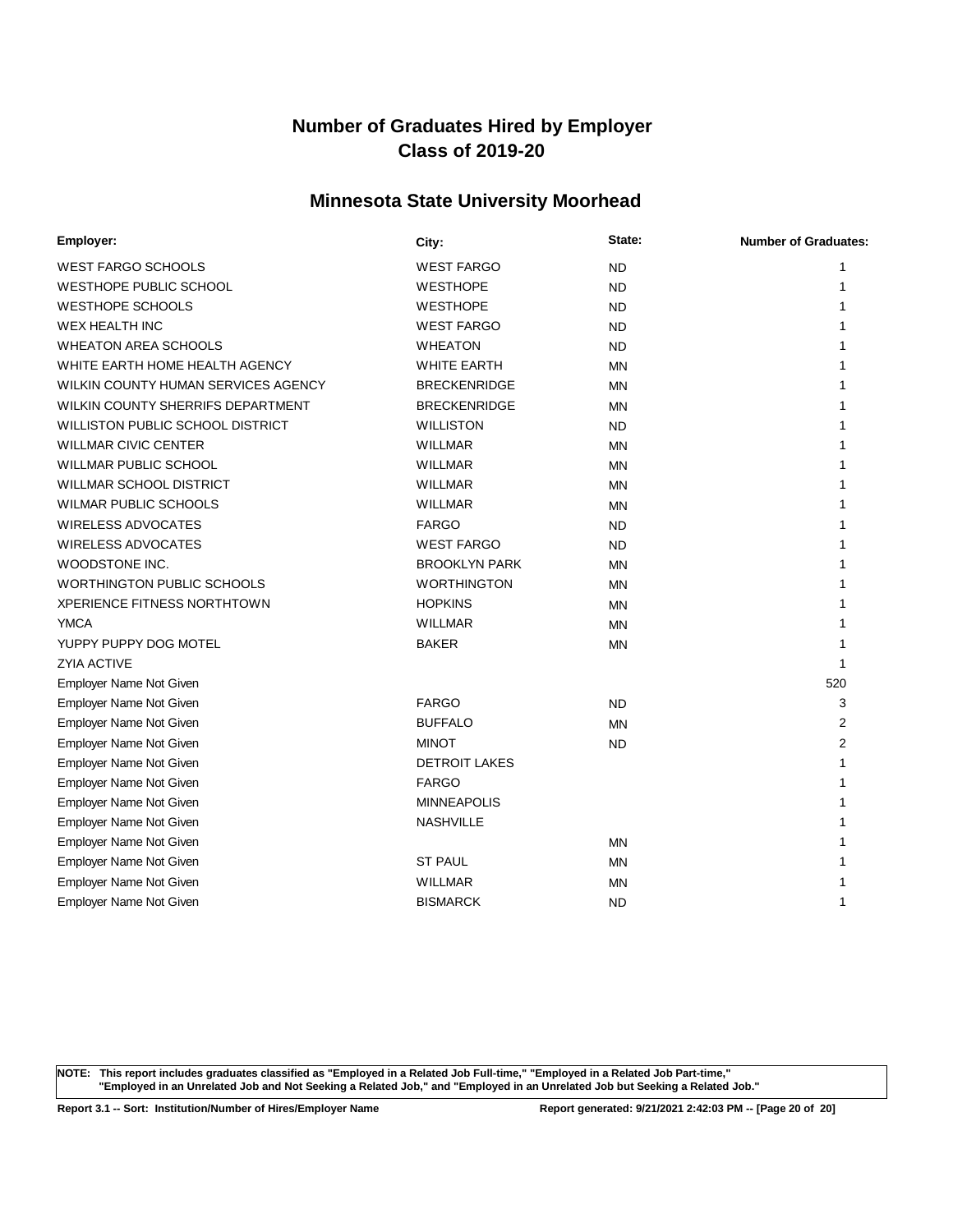# Number of Graduates Hired by Employer
# Class of 2019-20

## Minnesota State University Moorhead

| Employer: | City: | State: | Number of Graduates: |
|---|---|---|---|
| WEST FARGO SCHOOLS | WEST FARGO | ND | 1 |
| WESTHOPE PUBLIC SCHOOL | WESTHOPE | ND | 1 |
| WESTHOPE SCHOOLS | WESTHOPE | ND | 1 |
| WEX HEALTH INC | WEST FARGO | ND | 1 |
| WHEATON AREA SCHOOLS | WHEATON | ND | 1 |
| WHITE EARTH HOME HEALTH AGENCY | WHITE EARTH | MN | 1 |
| WILKIN COUNTY HUMAN SERVICES AGENCY | BRECKENRIDGE | MN | 1 |
| WILKIN COUNTY SHERRIFS DEPARTMENT | BRECKENRIDGE | MN | 1 |
| WILLISTON PUBLIC SCHOOL DISTRICT | WILLISTON | ND | 1 |
| WILLMAR CIVIC CENTER | WILLMAR | MN | 1 |
| WILLMAR PUBLIC SCHOOL | WILLMAR | MN | 1 |
| WILLMAR SCHOOL DISTRICT | WILLMAR | MN | 1 |
| WILMAR PUBLIC SCHOOLS | WILLMAR | MN | 1 |
| WIRELESS ADVOCATES | FARGO | ND | 1 |
| WIRELESS ADVOCATES | WEST FARGO | ND | 1 |
| WOODSTONE INC. | BROOKLYN PARK | MN | 1 |
| WORTHINGTON PUBLIC SCHOOLS | WORTHINGTON | MN | 1 |
| XPERIENCE FITNESS NORTHTOWN | HOPKINS | MN | 1 |
| YMCA | WILLMAR | MN | 1 |
| YUPPY PUPPY DOG MOTEL | BAKER | MN | 1 |
| ZYIA ACTIVE | | | 1 |
| Employer Name Not Given | | | 520 |
| Employer Name Not Given | FARGO | ND | 3 |
| Employer Name Not Given | BUFFALO | MN | 2 |
| Employer Name Not Given | MINOT | ND | 2 |
| Employer Name Not Given | DETROIT LAKES | | 1 |
| Employer Name Not Given | FARGO | | 1 |
| Employer Name Not Given | MINNEAPOLIS | | 1 |
| Employer Name Not Given | NASHVILLE | | 1 |
| Employer Name Not Given | | MN | 1 |
| Employer Name Not Given | ST PAUL | MN | 1 |
| Employer Name Not Given | WILLMAR | MN | 1 |
| Employer Name Not Given | BISMARCK | ND | 1 |

**NOTE: This report includes graduates classified as "Employed in a Related Job Full-time," "Employed in a Related Job Part-time," "Employed in an Unrelated Job and Not Seeking a Related Job," and "Employed in an Unrelated Job but Seeking a Related Job."**

**Report 3.1 -- Sort: Institution/Number of Hires/Employer Name**

**Report generated: 9/21/2021 2:42:03 PM**